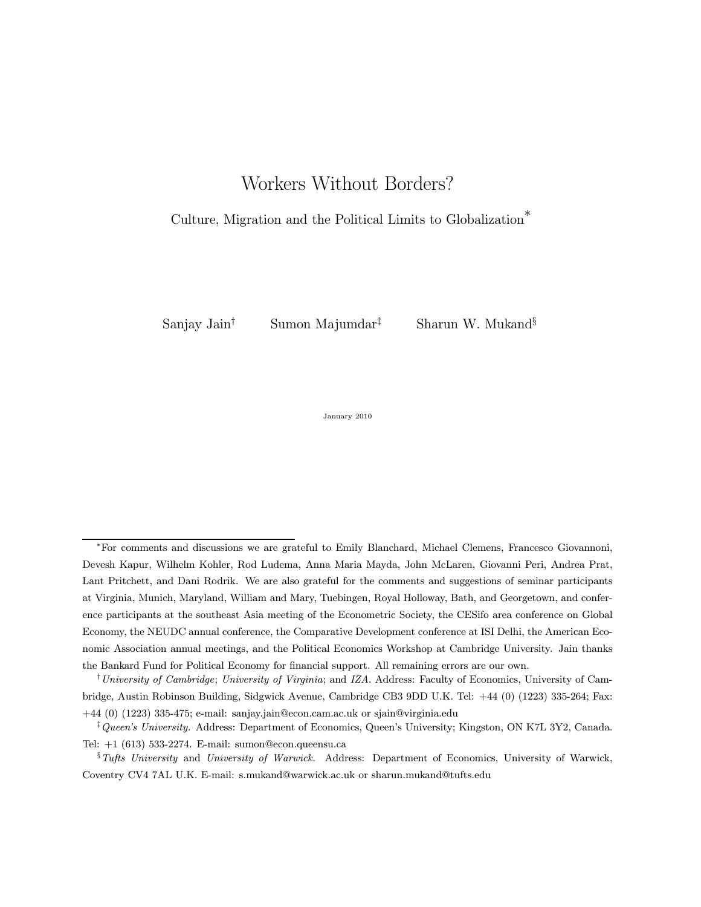# Workers Without Borders?

## Culture, Migration and the Political Limits to Globalization*

Sanjay Jain† Sumon Majumdar‡ Sharun W. Mukand§

January 2010

---

*For comments and discussions we are grateful to Emily Blanchard, Michael Clemens, Francesco Giovannoni, Devesh Kapur, Wilhelm Kohler, Rod Ludema, Anna Maria Mayda, John McLaren, Giovanni Peri, Andrea Prat, Lant Pritchett, and Dani Rodrik. We are also grateful for the comments and suggestions of seminar participants at Virginia, Munich, Maryland, William and Mary, Tuebingen, Royal Holloway, Bath, and Georgetown, and conference participants at the southeast Asia meeting of the Econometric Society, the CESifo area conference on Global Economy, the NEUDC annual conference, the Comparative Development conference at ISI Delhi, the American Economic Association annual meetings, and the Political Economics Workshop at Cambridge University. Jain thanks the Bankard Fund for Political Economy for financial support. All remaining errors are our own.

†*University of Cambridge*; *University of Virginia*; and *IZA*. Address: Faculty of Economics, University of Cambridge, Austin Robinson Building, Sidgwick Avenue, Cambridge CB3 9DD U.K. Tel: +44 (0) (1223) 335-264; Fax: +44 (0) (1223) 335-475; e-mail: sanjay.jain@econ.cam.ac.uk or sjain@virginia.edu

‡*Queen's University.* Address: Department of Economics, Queen's University; Kingston, ON K7L 3Y2, Canada. Tel: +1 (613) 533-2274. E-mail: sumon@econ.queensu.ca

§*Tufts University* and *University of Warwick.* Address: Department of Economics, University of Warwick, Coventry CV4 7AL U.K. E-mail: s.mukand@warwick.ac.uk or sharun.mukand@tufts.edu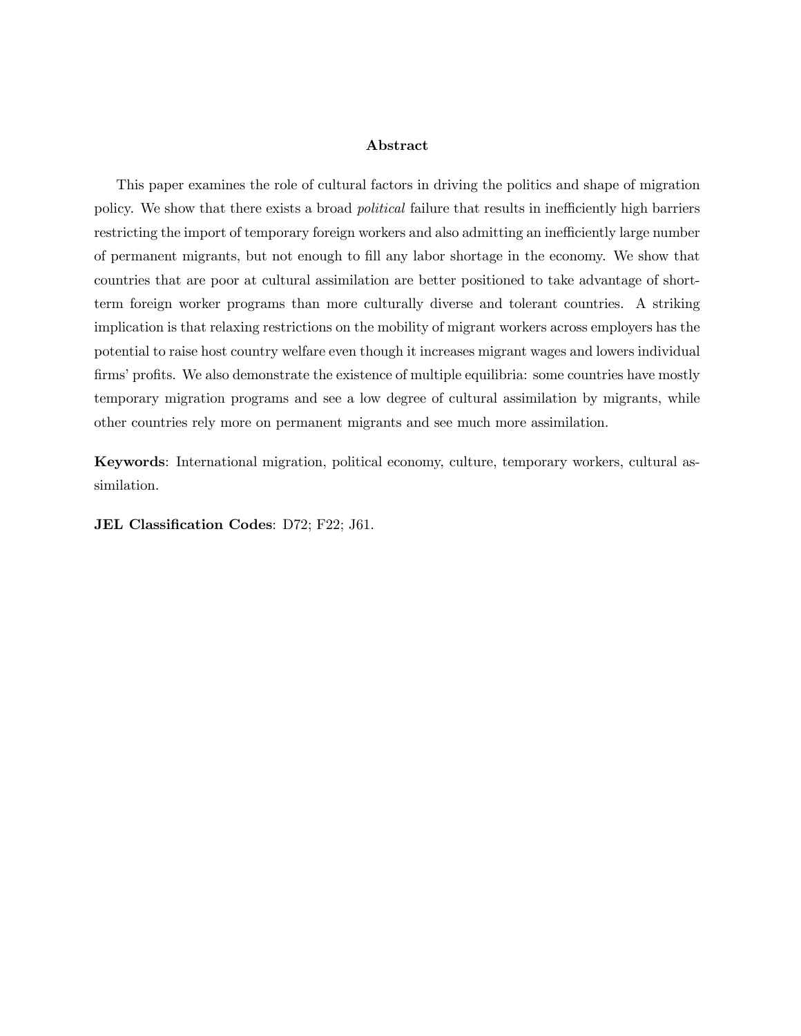## Abstract

This paper examines the role of cultural factors in driving the politics and shape of migration policy. We show that there exists a broad *political* failure that results in inefficiently high barriers restricting the import of temporary foreign workers and also admitting an inefficiently large number of permanent migrants, but not enough to fill any labor shortage in the economy. We show that countries that are poor at cultural assimilation are better positioned to take advantage of short-term foreign worker programs than more culturally diverse and tolerant countries. A striking implication is that relaxing restrictions on the mobility of migrant workers across employers has the potential to raise host country welfare even though it increases migrant wages and lowers individual firms' profits. We also demonstrate the existence of multiple equilibria: some countries have mostly temporary migration programs and see a low degree of cultural assimilation by migrants, while other countries rely more on permanent migrants and see much more assimilation.

**Keywords**: International migration, political economy, culture, temporary workers, cultural assimilation.

**JEL Classification Codes**: D72; F22; J61.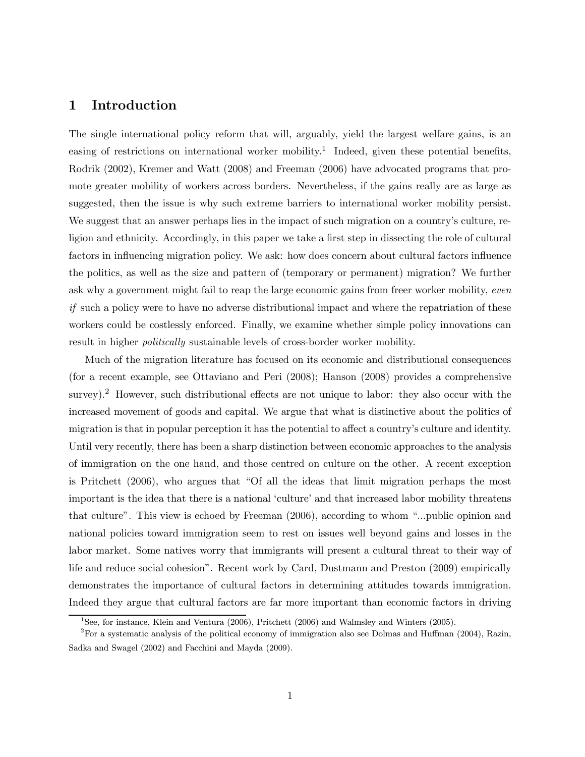# 1 Introduction

The single international policy reform that will, arguably, yield the largest welfare gains, is an easing of restrictions on international worker mobility.[1] Indeed, given these potential benefits, Rodrik (2002), Kremer and Watt (2008) and Freeman (2006) have advocated programs that promote greater mobility of workers across borders. Nevertheless, if the gains really are as large as suggested, then the issue is why such extreme barriers to international worker mobility persist. We suggest that an answer perhaps lies in the impact of such migration on a country's culture, religion and ethnicity. Accordingly, in this paper we take a first step in dissecting the role of cultural factors in influencing migration policy. We ask: how does concern about cultural factors influence the politics, as well as the size and pattern of (temporary or permanent) migration? We further ask why a government might fail to reap the large economic gains from freer worker mobility, *even if* such a policy were to have no adverse distributional impact and where the repatriation of these workers could be costlessly enforced. Finally, we examine whether simple policy innovations can result in higher *politically* sustainable levels of cross-border worker mobility.

Much of the migration literature has focused on its economic and distributional consequences (for a recent example, see Ottaviano and Peri (2008); Hanson (2008) provides a comprehensive survey).[2] However, such distributional effects are not unique to labor: they also occur with the increased movement of goods and capital. We argue that what is distinctive about the politics of migration is that in popular perception it has the potential to affect a country's culture and identity. Until very recently, there has been a sharp distinction between economic approaches to the analysis of immigration on the one hand, and those centred on culture on the other. A recent exception is Pritchett (2006), who argues that "Of all the ideas that limit migration perhaps the most important is the idea that there is a national 'culture' and that increased labor mobility threatens that culture". This view is echoed by Freeman (2006), according to whom "...public opinion and national policies toward immigration seem to rest on issues well beyond gains and losses in the labor market. Some natives worry that immigrants will present a cultural threat to their way of life and reduce social cohesion". Recent work by Card, Dustmann and Preston (2009) empirically demonstrates the importance of cultural factors in determining attitudes towards immigration. Indeed they argue that cultural factors are far more important than economic factors in driving

[1] See, for instance, Klein and Ventura (2006), Pritchett (2006) and Walmsley and Winters (2005).

[2] For a systematic analysis of the political economy of immigration also see Dolmas and Huffman (2004), Razin, Sadka and Swagel (2002) and Facchini and Mayda (2009).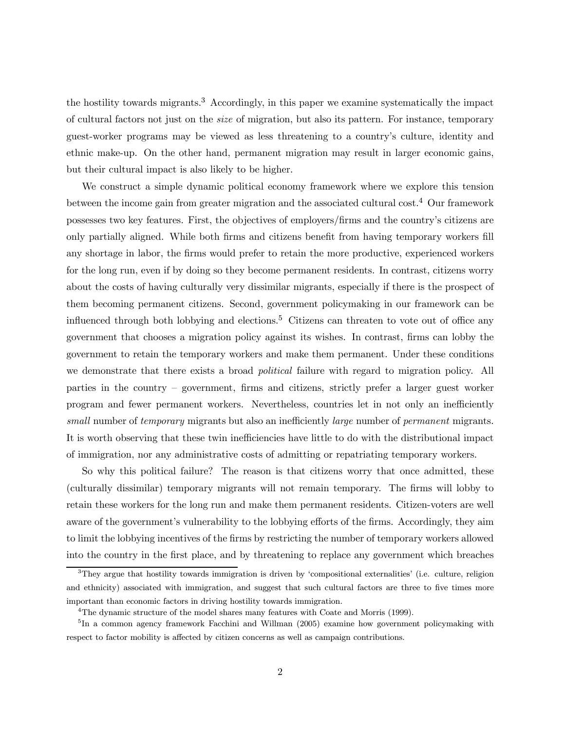the hostility towards migrants.[3] Accordingly, in this paper we examine systematically the impact of cultural factors not just on the *size* of migration, but also its pattern. For instance, temporary guest-worker programs may be viewed as less threatening to a country's culture, identity and ethnic make-up. On the other hand, permanent migration may result in larger economic gains, but their cultural impact is also likely to be higher.

We construct a simple dynamic political economy framework where we explore this tension between the income gain from greater migration and the associated cultural cost.[4] Our framework possesses two key features. First, the objectives of employers/firms and the country's citizens are only partially aligned. While both firms and citizens benefit from having temporary workers fill any shortage in labor, the firms would prefer to retain the more productive, experienced workers for the long run, even if by doing so they become permanent residents. In contrast, citizens worry about the costs of having culturally very dissimilar migrants, especially if there is the prospect of them becoming permanent citizens. Second, government policymaking in our framework can be influenced through both lobbying and elections.[5] Citizens can threaten to vote out of office any government that chooses a migration policy against its wishes. In contrast, firms can lobby the government to retain the temporary workers and make them permanent. Under these conditions we demonstrate that there exists a broad *political* failure with regard to migration policy. All parties in the country – government, firms and citizens, strictly prefer a larger guest worker program and fewer permanent workers. Nevertheless, countries let in not only an inefficiently *small* number of *temporary* migrants but also an inefficiently *large* number of *permanent* migrants. It is worth observing that these twin inefficiencies have little to do with the distributional impact of immigration, nor any administrative costs of admitting or repatriating temporary workers.

So why this political failure? The reason is that citizens worry that once admitted, these (culturally dissimilar) temporary migrants will not remain temporary. The firms will lobby to retain these workers for the long run and make them permanent residents. Citizen-voters are well aware of the government's vulnerability to the lobbying efforts of the firms. Accordingly, they aim to limit the lobbying incentives of the firms by restricting the number of temporary workers allowed into the country in the first place, and by threatening to replace any government which breaches

[3] They argue that hostility towards immigration is driven by 'compositional externalities' (i.e. culture, religion and ethnicity) associated with immigration, and suggest that such cultural factors are three to five times more important than economic factors in driving hostility towards immigration.

[4] The dynamic structure of the model shares many features with Coate and Morris (1999).

[5] In a common agency framework Facchini and Willman (2005) examine how government policymaking with respect to factor mobility is affected by citizen concerns as well as campaign contributions.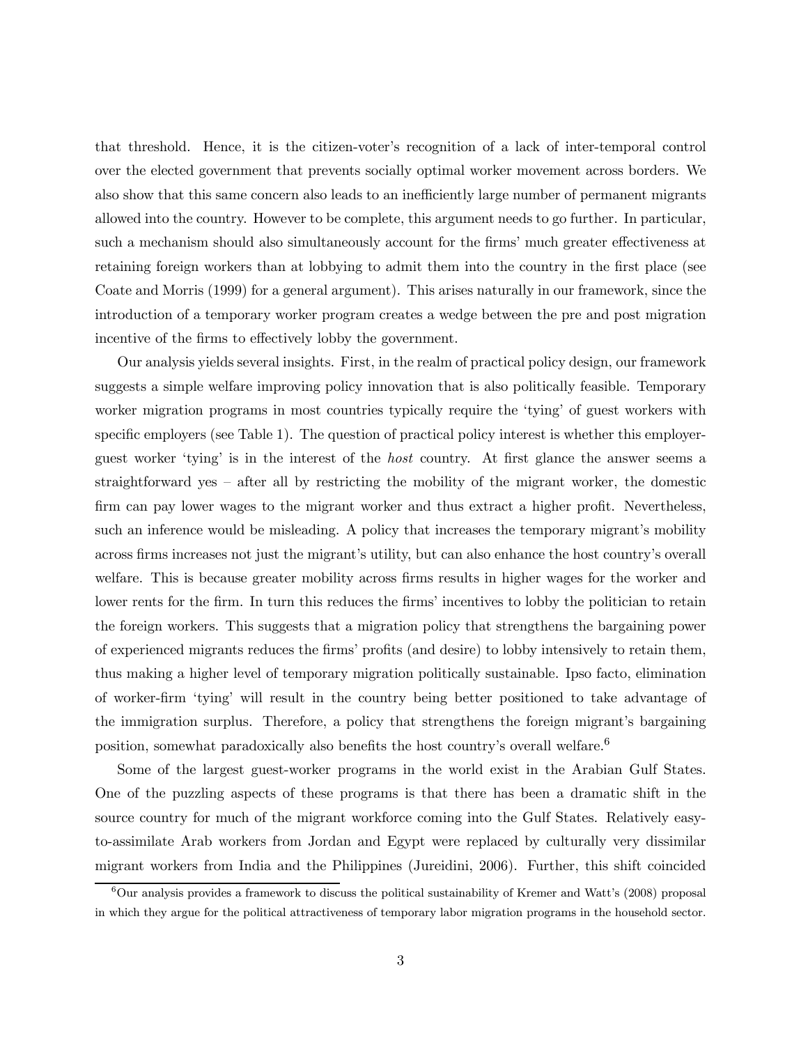that threshold. Hence, it is the citizen-voter's recognition of a lack of inter-temporal control over the elected government that prevents socially optimal worker movement across borders. We also show that this same concern also leads to an inefficiently large number of permanent migrants allowed into the country. However to be complete, this argument needs to go further. In particular, such a mechanism should also simultaneously account for the firms' much greater effectiveness at retaining foreign workers than at lobbying to admit them into the country in the first place (see Coate and Morris (1999) for a general argument). This arises naturally in our framework, since the introduction of a temporary worker program creates a wedge between the pre and post migration incentive of the firms to effectively lobby the government.

Our analysis yields several insights. First, in the realm of practical policy design, our framework suggests a simple welfare improving policy innovation that is also politically feasible. Temporary worker migration programs in most countries typically require the 'tying' of guest workers with specific employers (see Table 1). The question of practical policy interest is whether this employer-guest worker 'tying' is in the interest of the *host* country. At first glance the answer seems a straightforward yes – after all by restricting the mobility of the migrant worker, the domestic firm can pay lower wages to the migrant worker and thus extract a higher profit. Nevertheless, such an inference would be misleading. A policy that increases the temporary migrant's mobility across firms increases not just the migrant's utility, but can also enhance the host country's overall welfare. This is because greater mobility across firms results in higher wages for the worker and lower rents for the firm. In turn this reduces the firms' incentives to lobby the politician to retain the foreign workers. This suggests that a migration policy that strengthens the bargaining power of experienced migrants reduces the firms' profits (and desire) to lobby intensively to retain them, thus making a higher level of temporary migration politically sustainable. Ipso facto, elimination of worker-firm 'tying' will result in the country being better positioned to take advantage of the immigration surplus. Therefore, a policy that strengthens the foreign migrant's bargaining position, somewhat paradoxically also benefits the host country's overall welfare.[6]

Some of the largest guest-worker programs in the world exist in the Arabian Gulf States. One of the puzzling aspects of these programs is that there has been a dramatic shift in the source country for much of the migrant workforce coming into the Gulf States. Relatively easy-to-assimilate Arab workers from Jordan and Egypt were replaced by culturally very dissimilar migrant workers from India and the Philippines (Jureidini, 2006). Further, this shift coincided

[6] Our analysis provides a framework to discuss the political sustainability of Kremer and Watt's (2008) proposal in which they argue for the political attractiveness of temporary labor migration programs in the household sector.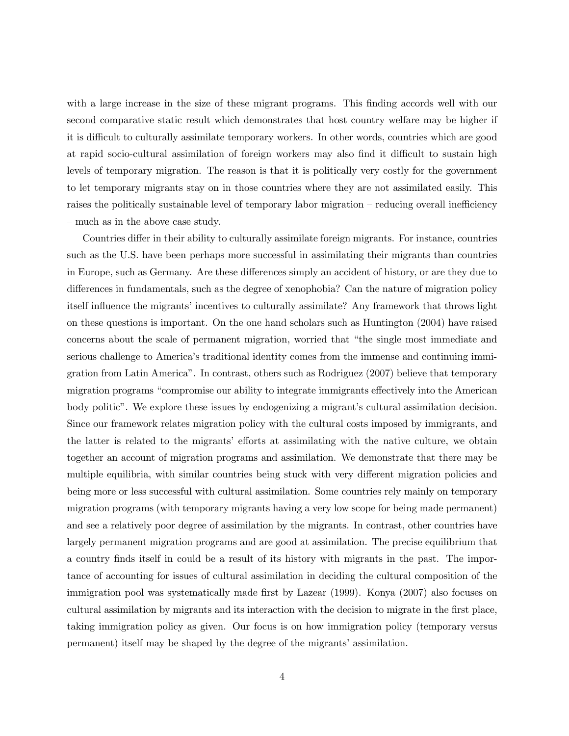with a large increase in the size of these migrant programs. This finding accords well with our second comparative static result which demonstrates that host country welfare may be higher if it is difficult to culturally assimilate temporary workers. In other words, countries which are good at rapid socio-cultural assimilation of foreign workers may also find it difficult to sustain high levels of temporary migration. The reason is that it is politically very costly for the government to let temporary migrants stay on in those countries where they are not assimilated easily. This raises the politically sustainable level of temporary labor migration – reducing overall inefficiency – much as in the above case study.

Countries differ in their ability to culturally assimilate foreign migrants. For instance, countries such as the U.S. have been perhaps more successful in assimilating their migrants than countries in Europe, such as Germany. Are these differences simply an accident of history, or are they due to differences in fundamentals, such as the degree of xenophobia? Can the nature of migration policy itself influence the migrants' incentives to culturally assimilate? Any framework that throws light on these questions is important. On the one hand scholars such as Huntington (2004) have raised concerns about the scale of permanent migration, worried that "the single most immediate and serious challenge to America's traditional identity comes from the immense and continuing immigration from Latin America". In contrast, others such as Rodriguez (2007) believe that temporary migration programs "compromise our ability to integrate immigrants effectively into the American body politic". We explore these issues by endogenizing a migrant's cultural assimilation decision. Since our framework relates migration policy with the cultural costs imposed by immigrants, and the latter is related to the migrants' efforts at assimilating with the native culture, we obtain together an account of migration programs and assimilation. We demonstrate that there may be multiple equilibria, with similar countries being stuck with very different migration policies and being more or less successful with cultural assimilation. Some countries rely mainly on temporary migration programs (with temporary migrants having a very low scope for being made permanent) and see a relatively poor degree of assimilation by the migrants. In contrast, other countries have largely permanent migration programs and are good at assimilation. The precise equilibrium that a country finds itself in could be a result of its history with migrants in the past. The importance of accounting for issues of cultural assimilation in deciding the cultural composition of the immigration pool was systematically made first by Lazear (1999). Konya (2007) also focuses on cultural assimilation by migrants and its interaction with the decision to migrate in the first place, taking immigration policy as given. Our focus is on how immigration policy (temporary versus permanent) itself may be shaped by the degree of the migrants' assimilation.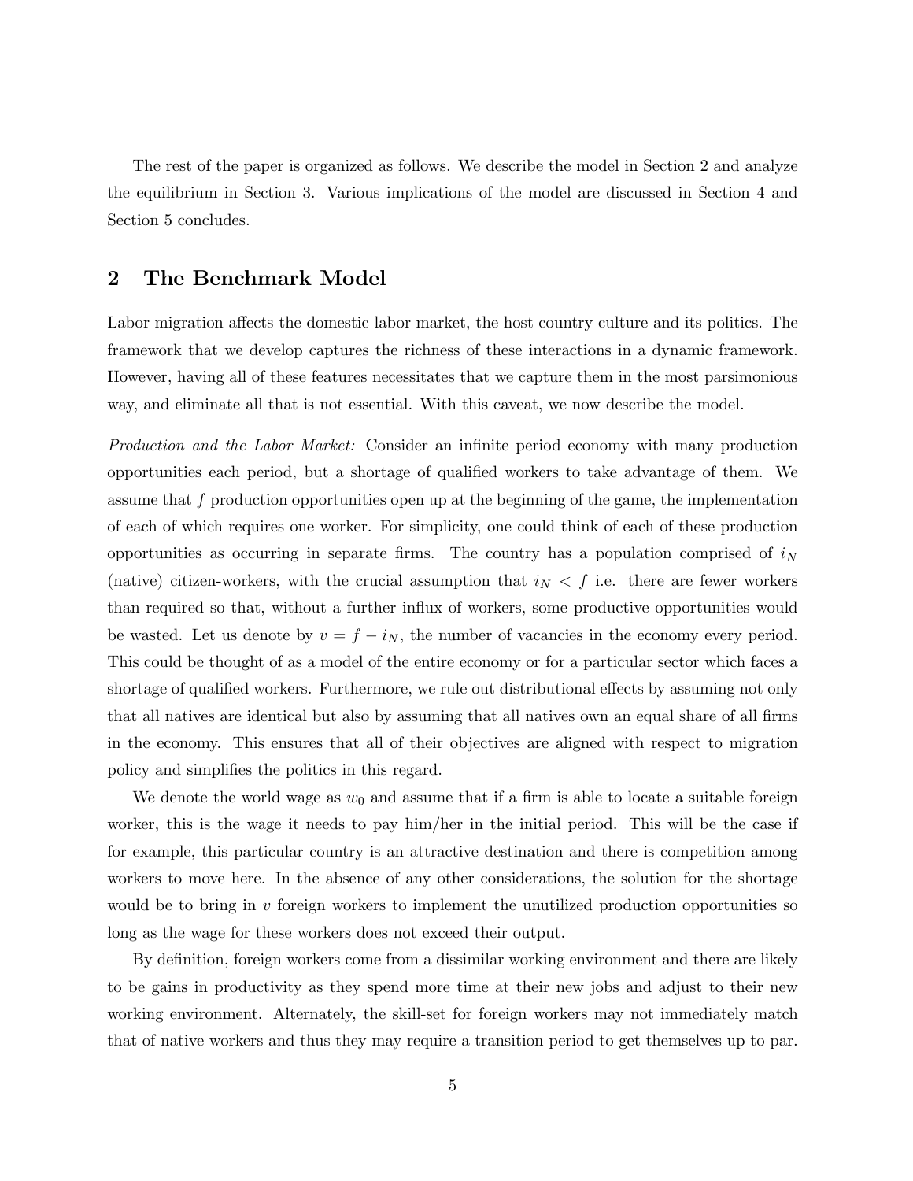The rest of the paper is organized as follows. We describe the model in Section 2 and analyze the equilibrium in Section 3. Various implications of the model are discussed in Section 4 and Section 5 concludes.

## 2 The Benchmark Model

Labor migration affects the domestic labor market, the host country culture and its politics. The framework that we develop captures the richness of these interactions in a dynamic framework. However, having all of these features necessitates that we capture them in the most parsimonious way, and eliminate all that is not essential. With this caveat, we now describe the model.

*Production and the Labor Market:* Consider an infinite period economy with many production opportunities each period, but a shortage of qualified workers to take advantage of them. We assume that $f$ production opportunities open up at the beginning of the game, the implementation of each of which requires one worker. For simplicity, one could think of each of these production opportunities as occurring in separate firms. The country has a population comprised of $i_N$ (native) citizen-workers, with the crucial assumption that $i_N < f$ i.e. there are fewer workers than required so that, without a further influx of workers, some productive opportunities would be wasted. Let us denote by $v = f - i_N$, the number of vacancies in the economy every period. This could be thought of as a model of the entire economy or for a particular sector which faces a shortage of qualified workers. Furthermore, we rule out distributional effects by assuming not only that all natives are identical but also by assuming that all natives own an equal share of all firms in the economy. This ensures that all of their objectives are aligned with respect to migration policy and simplifies the politics in this regard.

We denote the world wage as $w_0$ and assume that if a firm is able to locate a suitable foreign worker, this is the wage it needs to pay him/her in the initial period. This will be the case if for example, this particular country is an attractive destination and there is competition among workers to move here. In the absence of any other considerations, the solution for the shortage would be to bring in $v$ foreign workers to implement the unutilized production opportunities so long as the wage for these workers does not exceed their output.

By definition, foreign workers come from a dissimilar working environment and there are likely to be gains in productivity as they spend more time at their new jobs and adjust to their new working environment. Alternately, the skill-set for foreign workers may not immediately match that of native workers and thus they may require a transition period to get themselves up to par.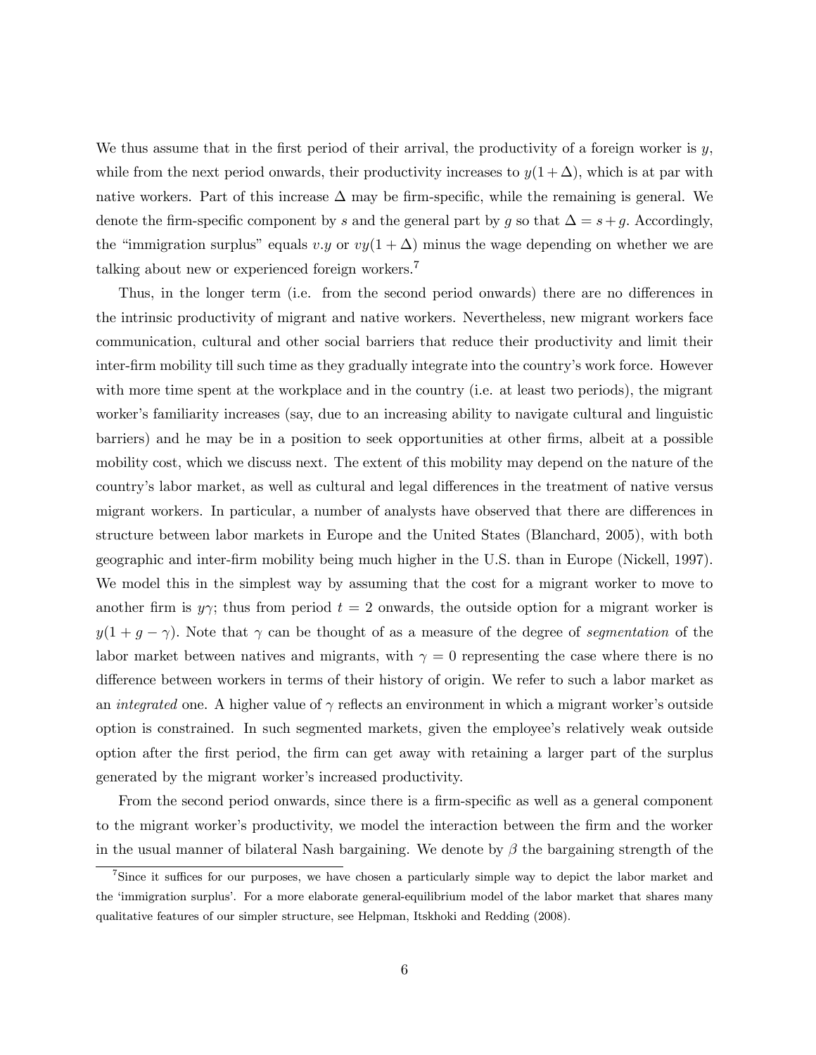We thus assume that in the first period of their arrival, the productivity of a foreign worker is $y$, while from the next period onwards, their productivity increases to $y(1+\Delta)$, which is at par with native workers. Part of this increase $\Delta$ may be firm-specific, while the remaining is general. We denote the firm-specific component by $s$ and the general part by $g$ so that $\Delta = s + g$. Accordingly, the "immigration surplus" equals $v.y$ or $vy(1+\Delta)$ minus the wage depending on whether we are talking about new or experienced foreign workers.[7]

Thus, in the longer term (i.e. from the second period onwards) there are no differences in the intrinsic productivity of migrant and native workers. Nevertheless, new migrant workers face communication, cultural and other social barriers that reduce their productivity and limit their inter-firm mobility till such time as they gradually integrate into the country's work force. However with more time spent at the workplace and in the country (i.e. at least two periods), the migrant worker's familiarity increases (say, due to an increasing ability to navigate cultural and linguistic barriers) and he may be in a position to seek opportunities at other firms, albeit at a possible mobility cost, which we discuss next. The extent of this mobility may depend on the nature of the country's labor market, as well as cultural and legal differences in the treatment of native versus migrant workers. In particular, a number of analysts have observed that there are differences in structure between labor markets in Europe and the United States (Blanchard, 2005), with both geographic and inter-firm mobility being much higher in the U.S. than in Europe (Nickell, 1997). We model this in the simplest way by assuming that the cost for a migrant worker to move to another firm is $y\gamma$; thus from period $t = 2$ onwards, the outside option for a migrant worker is $y(1 + g - \gamma)$. Note that $\gamma$ can be thought of as a measure of the degree of *segmentation* of the labor market between natives and migrants, with $\gamma = 0$ representing the case where there is no difference between workers in terms of their history of origin. We refer to such a labor market as an *integrated* one. A higher value of $\gamma$ reflects an environment in which a migrant worker's outside option is constrained. In such segmented markets, given the employee's relatively weak outside option after the first period, the firm can get away with retaining a larger part of the surplus generated by the migrant worker's increased productivity.

From the second period onwards, since there is a firm-specific as well as a general component to the migrant worker's productivity, we model the interaction between the firm and the worker in the usual manner of bilateral Nash bargaining. We denote by $\beta$ the bargaining strength of the

[7] Since it suffices for our purposes, we have chosen a particularly simple way to depict the labor market and the 'immigration surplus'. For a more elaborate general-equilibrium model of the labor market that shares many qualitative features of our simpler structure, see Helpman, Itskhoki and Redding (2008).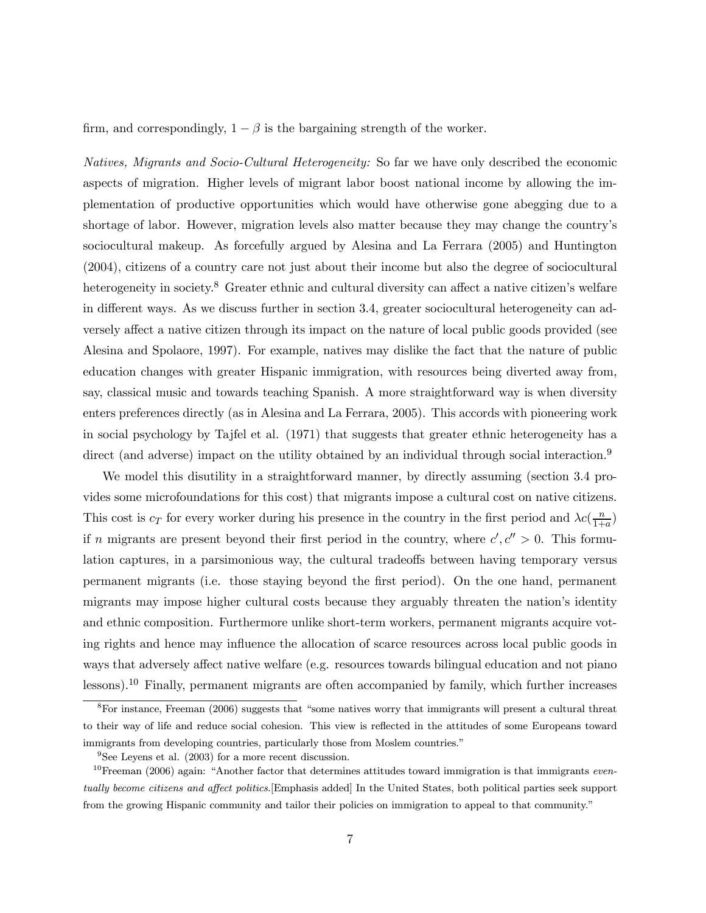firm, and correspondingly, $1 - \beta$ is the bargaining strength of the worker.

*Natives, Migrants and Socio-Cultural Heterogeneity:* So far we have only described the economic aspects of migration. Higher levels of migrant labor boost national income by allowing the implementation of productive opportunities which would have otherwise gone abegging due to a shortage of labor. However, migration levels also matter because they may change the country's sociocultural makeup. As forcefully argued by Alesina and La Ferrara (2005) and Huntington (2004), citizens of a country care not just about their income but also the degree of sociocultural heterogeneity in society.[8] Greater ethnic and cultural diversity can affect a native citizen's welfare in different ways. As we discuss further in section 3.4, greater sociocultural heterogeneity can adversely affect a native citizen through its impact on the nature of local public goods provided (see Alesina and Spolaore, 1997). For example, natives may dislike the fact that the nature of public education changes with greater Hispanic immigration, with resources being diverted away from, say, classical music and towards teaching Spanish. A more straightforward way is when diversity enters preferences directly (as in Alesina and La Ferrara, 2005). This accords with pioneering work in social psychology by Tajfel et al. (1971) that suggests that greater ethnic heterogeneity has a direct (and adverse) impact on the utility obtained by an individual through social interaction.[9]

We model this disutility in a straightforward manner, by directly assuming (section 3.4 provides some microfoundations for this cost) that migrants impose a cultural cost on native citizens. This cost is $c_T$ for every worker during his presence in the country in the first period and $\lambda c(\frac{n}{1+a})$ if $n$ migrants are present beyond their first period in the country, where $c', c'' > 0$. This formulation captures, in a parsimonious way, the cultural tradeoffs between having temporary versus permanent migrants (i.e. those staying beyond the first period). On the one hand, permanent migrants may impose higher cultural costs because they arguably threaten the nation's identity and ethnic composition. Furthermore unlike short-term workers, permanent migrants acquire voting rights and hence may influence the allocation of scarce resources across local public goods in ways that adversely affect native welfare (e.g. resources towards bilingual education and not piano lessons).[10] Finally, permanent migrants are often accompanied by family, which further increases

[8] For instance, Freeman (2006) suggests that "some natives worry that immigrants will present a cultural threat to their way of life and reduce social cohesion. This view is reflected in the attitudes of some Europeans toward immigrants from developing countries, particularly those from Moslem countries."

[9] See Leyens et al. (2003) for a more recent discussion.

[10] Freeman (2006) again: "Another factor that determines attitudes toward immigration is that immigrants *eventually become citizens and affect politics.*[Emphasis added] In the United States, both political parties seek support from the growing Hispanic community and tailor their policies on immigration to appeal to that community."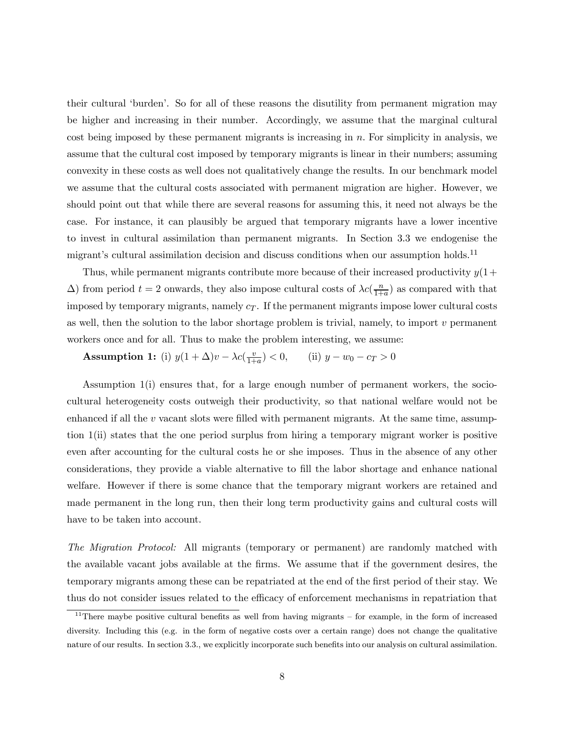their cultural 'burden'. So for all of these reasons the disutility from permanent migration may be higher and increasing in their number. Accordingly, we assume that the marginal cultural cost being imposed by these permanent migrants is increasing in $n$. For simplicity in analysis, we assume that the cultural cost imposed by temporary migrants is linear in their numbers; assuming convexity in these costs as well does not qualitatively change the results. In our benchmark model we assume that the cultural costs associated with permanent migration are higher. However, we should point out that while there are several reasons for assuming this, it need not always be the case. For instance, it can plausibly be argued that temporary migrants have a lower incentive to invest in cultural assimilation than permanent migrants. In Section 3.3 we endogenise the migrant's cultural assimilation decision and discuss conditions when our assumption holds.[11]

Thus, while permanent migrants contribute more because of their increased productivity $y(1+\Delta)$ from period $t = 2$ onwards, they also impose cultural costs of $\lambda c(\frac{n}{1+a})$ as compared with that imposed by temporary migrants, namely $c_T$. If the permanent migrants impose lower cultural costs as well, then the solution to the labor shortage problem is trivial, namely, to import $v$ permanent workers once and for all. Thus to make the problem interesting, we assume:

**Assumption 1:** (i) $y(1+\Delta)v - \lambda c(\frac{v}{1+a}) < 0$, (ii) $y - w_0 - c_T > 0$

Assumption 1(i) ensures that, for a large enough number of permanent workers, the socio-cultural heterogeneity costs outweigh their productivity, so that national welfare would not be enhanced if all the $v$ vacant slots were filled with permanent migrants. At the same time, assumption 1(ii) states that the one period surplus from hiring a temporary migrant worker is positive even after accounting for the cultural costs he or she imposes. Thus in the absence of any other considerations, they provide a viable alternative to fill the labor shortage and enhance national welfare. However if there is some chance that the temporary migrant workers are retained and made permanent in the long run, then their long term productivity gains and cultural costs will have to be taken into account.

*The Migration Protocol:* All migrants (temporary or permanent) are randomly matched with the available vacant jobs available at the firms. We assume that if the government desires, the temporary migrants among these can be repatriated at the end of the first period of their stay. We thus do not consider issues related to the efficacy of enforcement mechanisms in repatriation that

[11] There maybe positive cultural benefits as well from having migrants – for example, in the form of increased diversity. Including this (e.g. in the form of negative costs over a certain range) does not change the qualitative nature of our results. In section 3.3., we explicitly incorporate such benefits into our analysis on cultural assimilation.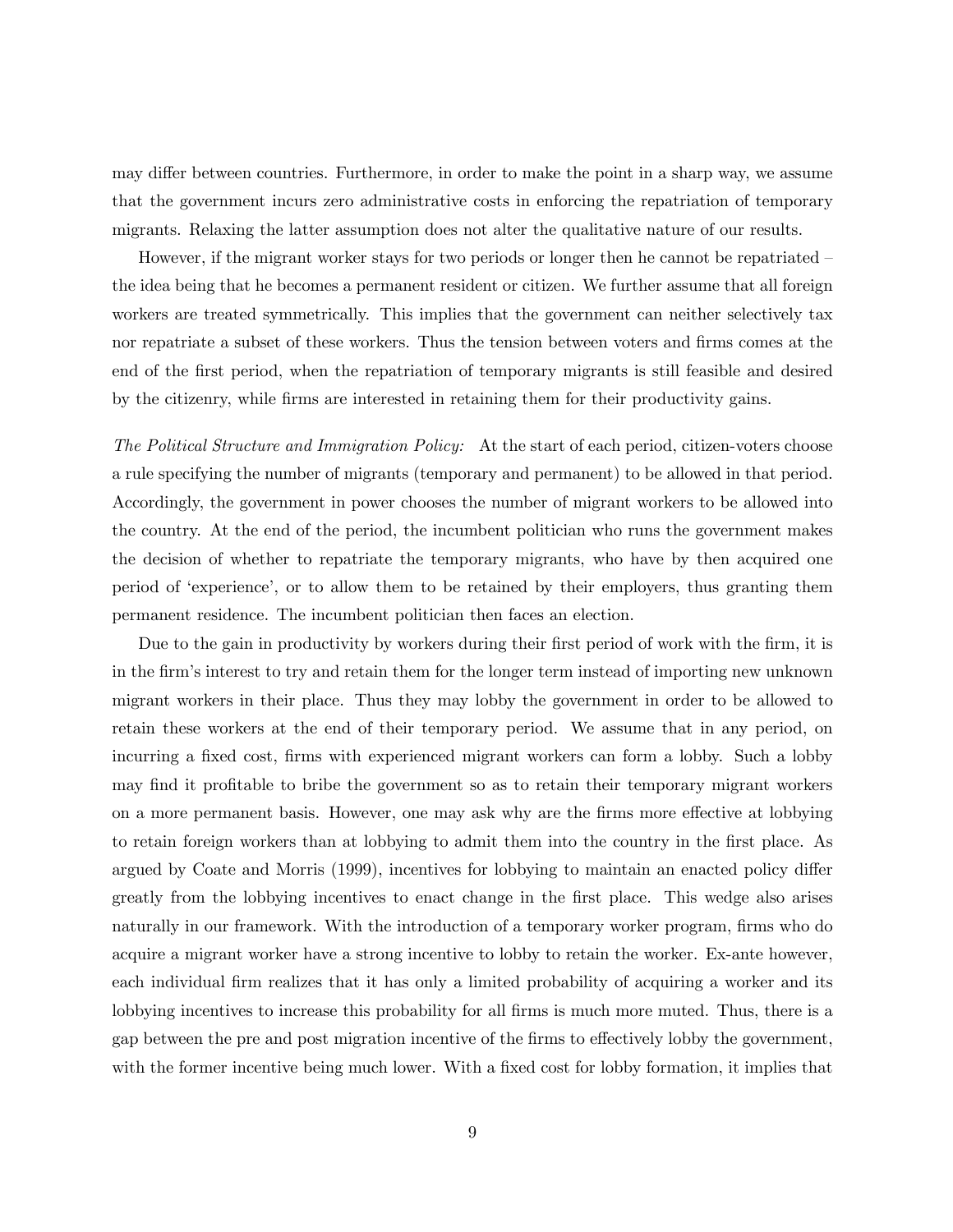may differ between countries. Furthermore, in order to make the point in a sharp way, we assume that the government incurs zero administrative costs in enforcing the repatriation of temporary migrants. Relaxing the latter assumption does not alter the qualitative nature of our results.

However, if the migrant worker stays for two periods or longer then he cannot be repatriated – the idea being that he becomes a permanent resident or citizen. We further assume that all foreign workers are treated symmetrically. This implies that the government can neither selectively tax nor repatriate a subset of these workers. Thus the tension between voters and firms comes at the end of the first period, when the repatriation of temporary migrants is still feasible and desired by the citizenry, while firms are interested in retaining them for their productivity gains.

*The Political Structure and Immigration Policy:* At the start of each period, citizen-voters choose a rule specifying the number of migrants (temporary and permanent) to be allowed in that period. Accordingly, the government in power chooses the number of migrant workers to be allowed into the country. At the end of the period, the incumbent politician who runs the government makes the decision of whether to repatriate the temporary migrants, who have by then acquired one period of 'experience', or to allow them to be retained by their employers, thus granting them permanent residence. The incumbent politician then faces an election.

Due to the gain in productivity by workers during their first period of work with the firm, it is in the firm's interest to try and retain them for the longer term instead of importing new unknown migrant workers in their place. Thus they may lobby the government in order to be allowed to retain these workers at the end of their temporary period. We assume that in any period, on incurring a fixed cost, firms with experienced migrant workers can form a lobby. Such a lobby may find it profitable to bribe the government so as to retain their temporary migrant workers on a more permanent basis. However, one may ask why are the firms more effective at lobbying to retain foreign workers than at lobbying to admit them into the country in the first place. As argued by Coate and Morris (1999), incentives for lobbying to maintain an enacted policy differ greatly from the lobbying incentives to enact change in the first place. This wedge also arises naturally in our framework. With the introduction of a temporary worker program, firms who do acquire a migrant worker have a strong incentive to lobby to retain the worker. Ex-ante however, each individual firm realizes that it has only a limited probability of acquiring a worker and its lobbying incentives to increase this probability for all firms is much more muted. Thus, there is a gap between the pre and post migration incentive of the firms to effectively lobby the government, with the former incentive being much lower. With a fixed cost for lobby formation, it implies that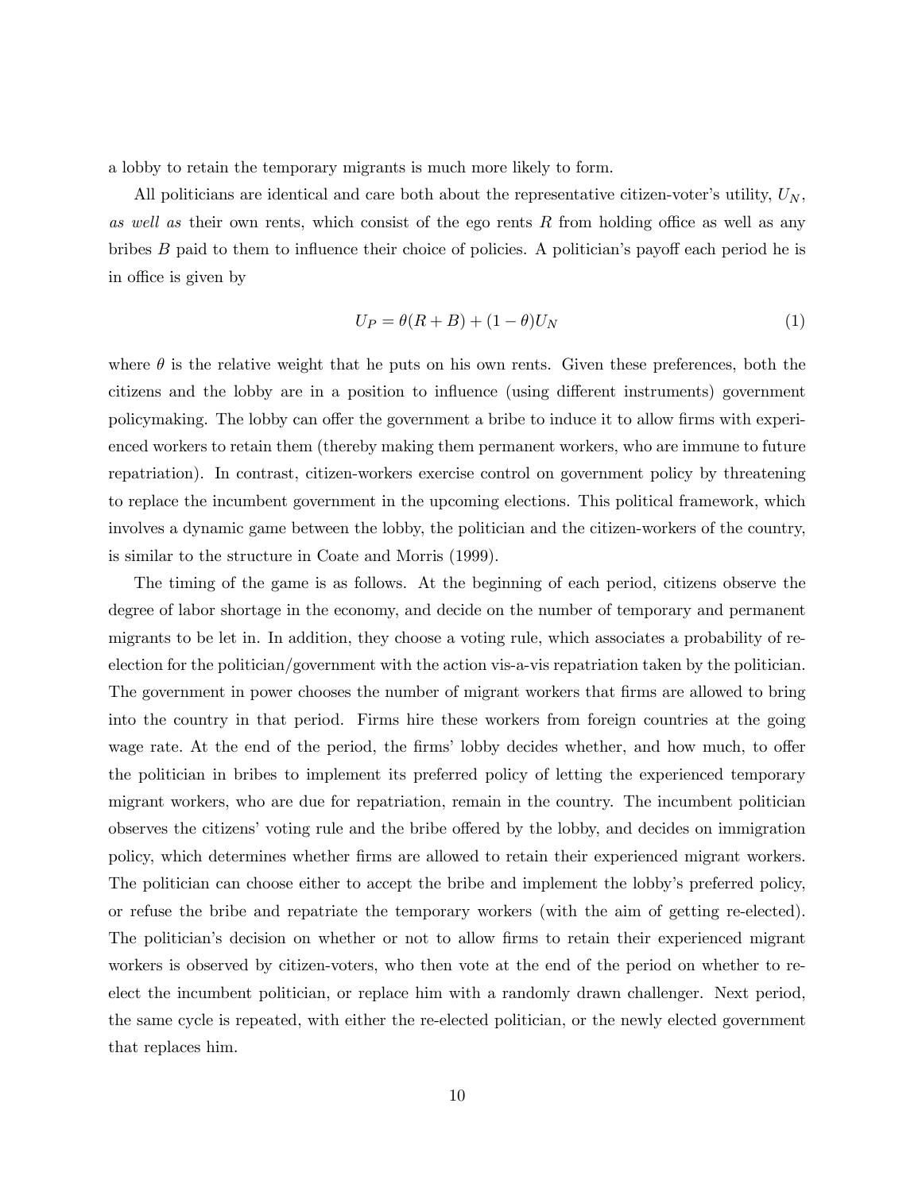a lobby to retain the temporary migrants is much more likely to form.

All politicians are identical and care both about the representative citizen-voter's utility, $U_N$, *as well as* their own rents, which consist of the ego rents $R$ from holding office as well as any bribes $B$ paid to them to influence their choice of policies. A politician's payoff each period he is in office is given by

$$U_P = \theta(R + B) + (1 - \theta)U_N \tag{1}$$

where $\theta$ is the relative weight that he puts on his own rents. Given these preferences, both the citizens and the lobby are in a position to influence (using different instruments) government policymaking. The lobby can offer the government a bribe to induce it to allow firms with experienced workers to retain them (thereby making them permanent workers, who are immune to future repatriation). In contrast, citizen-workers exercise control on government policy by threatening to replace the incumbent government in the upcoming elections. This political framework, which involves a dynamic game between the lobby, the politician and the citizen-workers of the country, is similar to the structure in Coate and Morris (1999).

The timing of the game is as follows. At the beginning of each period, citizens observe the degree of labor shortage in the economy, and decide on the number of temporary and permanent migrants to be let in. In addition, they choose a voting rule, which associates a probability of re-election for the politician/government with the action vis-a-vis repatriation taken by the politician. The government in power chooses the number of migrant workers that firms are allowed to bring into the country in that period. Firms hire these workers from foreign countries at the going wage rate. At the end of the period, the firms' lobby decides whether, and how much, to offer the politician in bribes to implement its preferred policy of letting the experienced temporary migrant workers, who are due for repatriation, remain in the country. The incumbent politician observes the citizens' voting rule and the bribe offered by the lobby, and decides on immigration policy, which determines whether firms are allowed to retain their experienced migrant workers. The politician can choose either to accept the bribe and implement the lobby's preferred policy, or refuse the bribe and repatriate the temporary workers (with the aim of getting re-elected). The politician's decision on whether or not to allow firms to retain their experienced migrant workers is observed by citizen-voters, who then vote at the end of the period on whether to re-elect the incumbent politician, or replace him with a randomly drawn challenger. Next period, the same cycle is repeated, with either the re-elected politician, or the newly elected government that replaces him.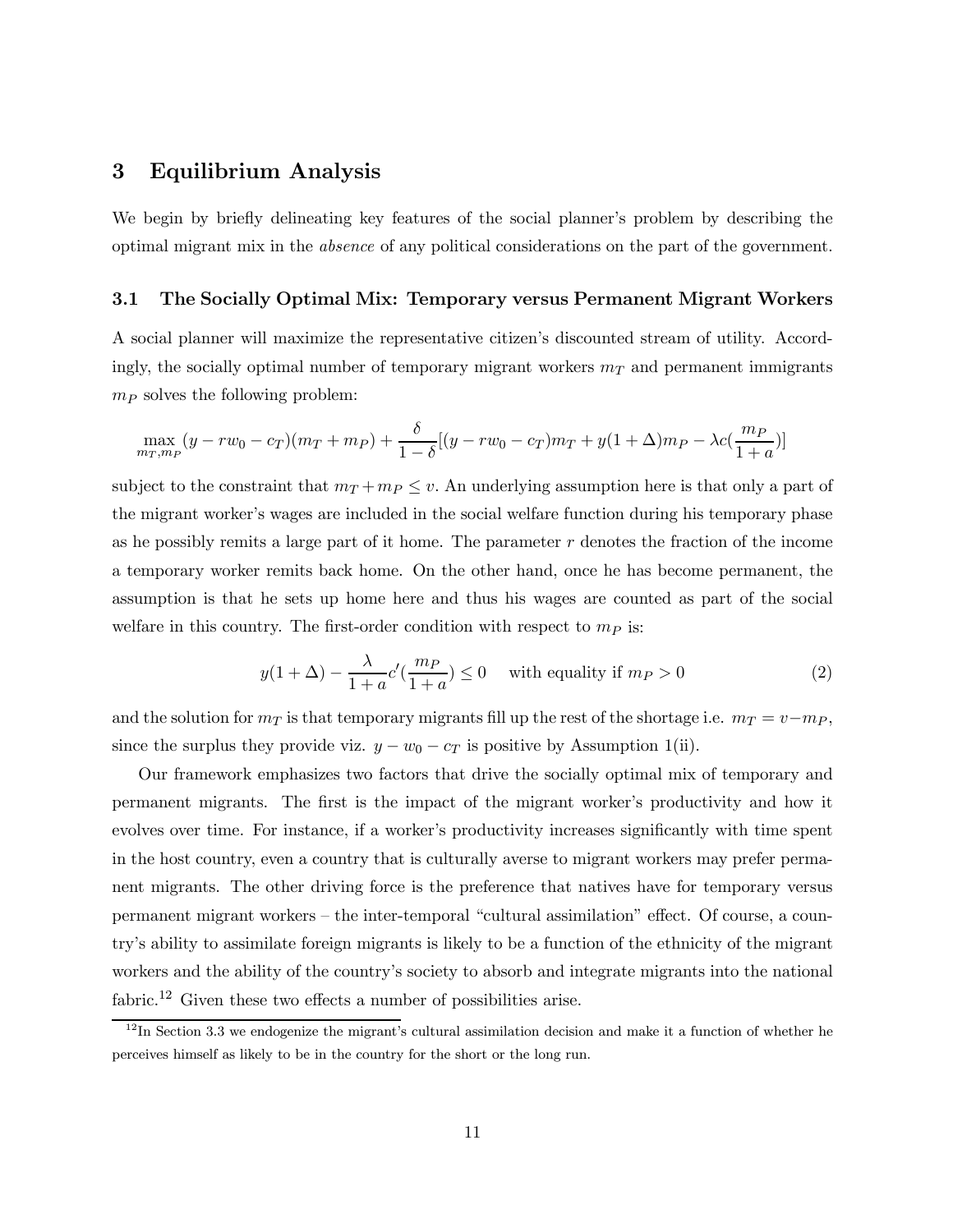## 3 Equilibrium Analysis

We begin by briefly delineating key features of the social planner's problem by describing the optimal migrant mix in the *absence* of any political considerations on the part of the government.

### 3.1 The Socially Optimal Mix: Temporary versus Permanent Migrant Workers

A social planner will maximize the representative citizen's discounted stream of utility. Accordingly, the socially optimal number of temporary migrant workers $m_T$ and permanent immigrants $m_P$ solves the following problem:

$$\max_{m_T, m_P} (y - rw_0 - c_T)(m_T + m_P) + \frac{\delta}{1-\delta}[(y - rw_0 - c_T)m_T + y(1+\Delta)m_P - \lambda c(\frac{m_P}{1+a})]$$

subject to the constraint that $m_T + m_P \leq v$. An underlying assumption here is that only a part of the migrant worker's wages are included in the social welfare function during his temporary phase as he possibly remits a large part of it home. The parameter $r$ denotes the fraction of the income a temporary worker remits back home. On the other hand, once he has become permanent, the assumption is that he sets up home here and thus his wages are counted as part of the social welfare in this country. The first-order condition with respect to $m_P$ is:

$$y(1+\Delta) - \frac{\lambda}{1+a}c'(\frac{m_P}{1+a}) \leq 0 \quad \text{with equality if } m_P > 0 \tag{2}$$

and the solution for $m_T$ is that temporary migrants fill up the rest of the shortage i.e. $m_T = v - m_P$, since the surplus they provide viz. $y - w_0 - c_T$ is positive by Assumption 1(ii).

Our framework emphasizes two factors that drive the socially optimal mix of temporary and permanent migrants. The first is the impact of the migrant worker's productivity and how it evolves over time. For instance, if a worker's productivity increases significantly with time spent in the host country, even a country that is culturally averse to migrant workers may prefer permanent migrants. The other driving force is the preference that natives have for temporary versus permanent migrant workers – the inter-temporal "cultural assimilation" effect. Of course, a country's ability to assimilate foreign migrants is likely to be a function of the ethnicity of the migrant workers and the ability of the country's society to absorb and integrate migrants into the national fabric.[12] Given these two effects a number of possibilities arise.

[12] In Section 3.3 we endogenize the migrant's cultural assimilation decision and make it a function of whether he perceives himself as likely to be in the country for the short or the long run.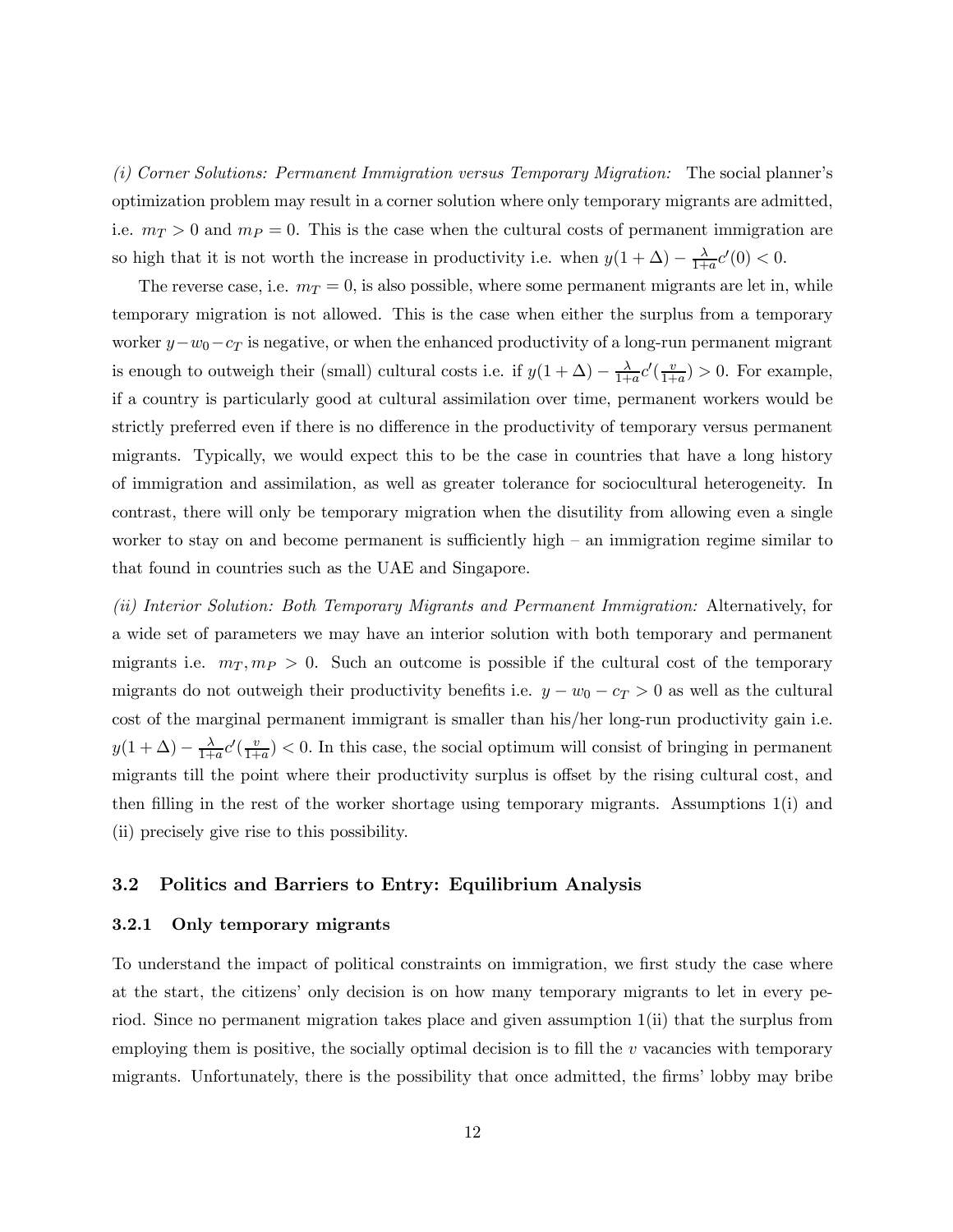*(i) Corner Solutions: Permanent Immigration versus Temporary Migration:* The social planner's optimization problem may result in a corner solution where only temporary migrants are admitted, i.e. $m_T > 0$ and $m_P = 0$. This is the case when the cultural costs of permanent immigration are so high that it is not worth the increase in productivity i.e. when $y(1+\Delta) - \frac{\lambda}{1+a}c'(0) < 0$.

The reverse case, i.e. $m_T = 0$, is also possible, where some permanent migrants are let in, while temporary migration is not allowed. This is the case when either the surplus from a temporary worker $y - w_0 - c_T$ is negative, or when the enhanced productivity of a long-run permanent migrant is enough to outweigh their (small) cultural costs i.e. if $y(1+\Delta) - \frac{\lambda}{1+a}c'(\frac{v}{1+a}) > 0$. For example, if a country is particularly good at cultural assimilation over time, permanent workers would be strictly preferred even if there is no difference in the productivity of temporary versus permanent migrants. Typically, we would expect this to be the case in countries that have a long history of immigration and assimilation, as well as greater tolerance for sociocultural heterogeneity. In contrast, there will only be temporary migration when the disutility from allowing even a single worker to stay on and become permanent is sufficiently high – an immigration regime similar to that found in countries such as the UAE and Singapore.

*(ii) Interior Solution: Both Temporary Migrants and Permanent Immigration:* Alternatively, for a wide set of parameters we may have an interior solution with both temporary and permanent migrants i.e. $m_T, m_P > 0$. Such an outcome is possible if the cultural cost of the temporary migrants do not outweigh their productivity benefits i.e. $y - w_0 - c_T > 0$ as well as the cultural cost of the marginal permanent immigrant is smaller than his/her long-run productivity gain i.e. $y(1+\Delta) - \frac{\lambda}{1+a}c'(\frac{v}{1+a}) < 0$. In this case, the social optimum will consist of bringing in permanent migrants till the point where their productivity surplus is offset by the rising cultural cost, and then filling in the rest of the worker shortage using temporary migrants. Assumptions 1(i) and (ii) precisely give rise to this possibility.

### 3.2 Politics and Barriers to Entry: Equilibrium Analysis

#### 3.2.1 Only temporary migrants

To understand the impact of political constraints on immigration, we first study the case where at the start, the citizens' only decision is on how many temporary migrants to let in every period. Since no permanent migration takes place and given assumption 1(ii) that the surplus from employing them is positive, the socially optimal decision is to fill the $v$ vacancies with temporary migrants. Unfortunately, there is the possibility that once admitted, the firms' lobby may bribe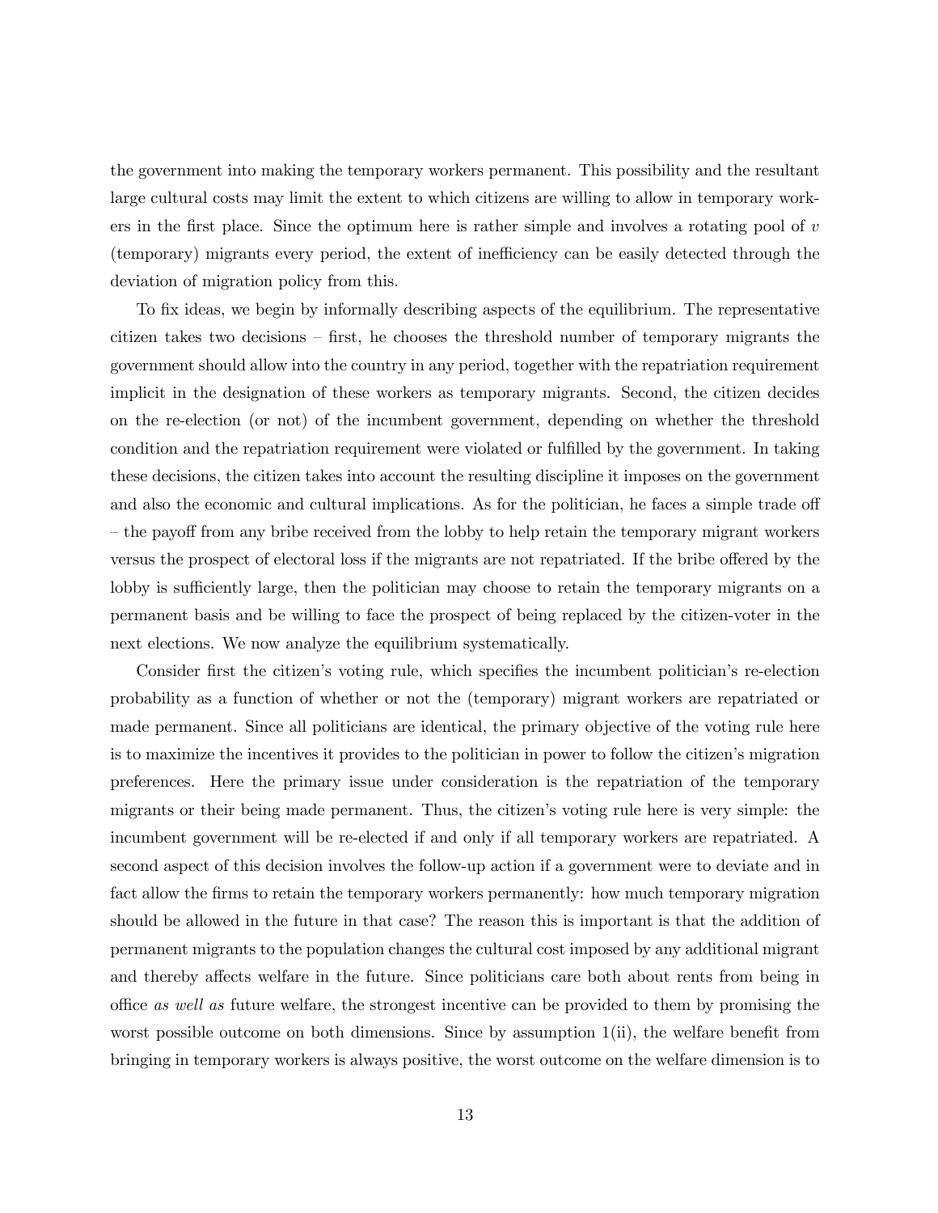the government into making the temporary workers permanent. This possibility and the resultant large cultural costs may limit the extent to which citizens are willing to allow in temporary workers in the first place. Since the optimum here is rather simple and involves a rotating pool of $v$ (temporary) migrants every period, the extent of inefficiency can be easily detected through the deviation of migration policy from this.

To fix ideas, we begin by informally describing aspects of the equilibrium. The representative citizen takes two decisions – first, he chooses the threshold number of temporary migrants the government should allow into the country in any period, together with the repatriation requirement implicit in the designation of these workers as temporary migrants. Second, the citizen decides on the re-election (or not) of the incumbent government, depending on whether the threshold condition and the repatriation requirement were violated or fulfilled by the government. In taking these decisions, the citizen takes into account the resulting discipline it imposes on the government and also the economic and cultural implications. As for the politician, he faces a simple trade off – the payoff from any bribe received from the lobby to help retain the temporary migrant workers versus the prospect of electoral loss if the migrants are not repatriated. If the bribe offered by the lobby is sufficiently large, then the politician may choose to retain the temporary migrants on a permanent basis and be willing to face the prospect of being replaced by the citizen-voter in the next elections. We now analyze the equilibrium systematically.

Consider first the citizen's voting rule, which specifies the incumbent politician's re-election probability as a function of whether or not the (temporary) migrant workers are repatriated or made permanent. Since all politicians are identical, the primary objective of the voting rule here is to maximize the incentives it provides to the politician in power to follow the citizen's migration preferences. Here the primary issue under consideration is the repatriation of the temporary migrants or their being made permanent. Thus, the citizen's voting rule here is very simple: the incumbent government will be re-elected if and only if all temporary workers are repatriated. A second aspect of this decision involves the follow-up action if a government were to deviate and in fact allow the firms to retain the temporary workers permanently: how much temporary migration should be allowed in the future in that case? The reason this is important is that the addition of permanent migrants to the population changes the cultural cost imposed by any additional migrant and thereby affects welfare in the future. Since politicians care both about rents from being in office *as well as* future welfare, the strongest incentive can be provided to them by promising the worst possible outcome on both dimensions. Since by assumption 1(ii), the welfare benefit from bringing in temporary workers is always positive, the worst outcome on the welfare dimension is to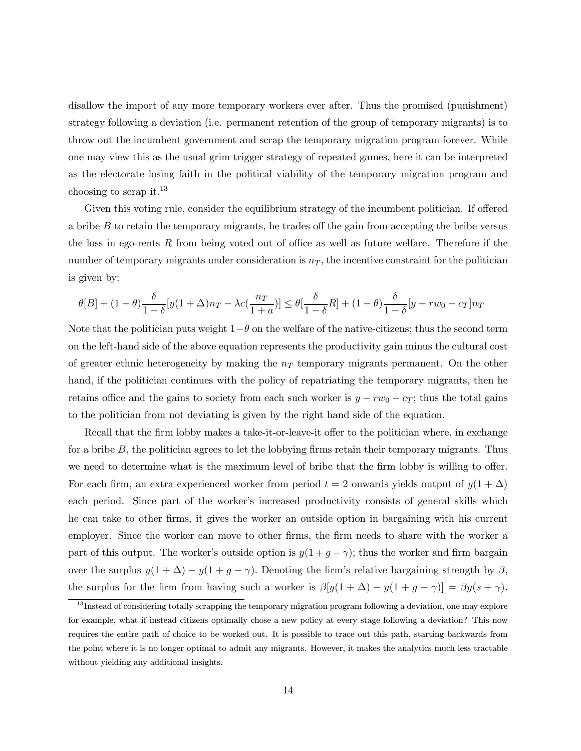disallow the import of any more temporary workers ever after. Thus the promised (punishment) strategy following a deviation (i.e. permanent retention of the group of temporary migrants) is to throw out the incumbent government and scrap the temporary migration program forever. While one may view this as the usual grim trigger strategy of repeated games, here it can be interpreted as the electorate losing faith in the political viability of the temporary migration program and choosing to scrap it.[13]

Given this voting rule, consider the equilibrium strategy of the incumbent politician. If offered a bribe $B$ to retain the temporary migrants, he trades off the gain from accepting the bribe versus the loss in ego-rents $R$ from being voted out of office as well as future welfare. Therefore if the number of temporary migrants under consideration is $n_T$, the incentive constraint for the politician is given by:

$$\theta[B] + (1-\theta)\frac{\delta}{1-\delta}[y(1+\Delta)n_T - \lambda c(\frac{n_T}{1+a})] \leq \theta[\frac{\delta}{1-\delta}R] + (1-\theta)\frac{\delta}{1-\delta}[y - rw_0 - c_T]n_T$$

Note that the politician puts weight $1-\theta$ on the welfare of the native-citizens; thus the second term on the left-hand side of the above equation represents the productivity gain minus the cultural cost of greater ethnic heterogeneity by making the $n_T$ temporary migrants permanent. On the other hand, if the politician continues with the policy of repatriating the temporary migrants, then he retains office and the gains to society from each such worker is $y - rw_0 - c_T$; thus the total gains to the politician from not deviating is given by the right hand side of the equation.

Recall that the firm lobby makes a take-it-or-leave-it offer to the politician where, in exchange for a bribe $B$, the politician agrees to let the lobbying firms retain their temporary migrants. Thus we need to determine what is the maximum level of bribe that the firm lobby is willing to offer. For each firm, an extra experienced worker from period $t = 2$ onwards yields output of $y(1 + \Delta)$ each period. Since part of the worker's increased productivity consists of general skills which he can take to other firms, it gives the worker an outside option in bargaining with his current employer. Since the worker can move to other firms, the firm needs to share with the worker a part of this output. The worker's outside option is $y(1 + g - \gamma)$; thus the worker and firm bargain over the surplus $y(1 + \Delta) - y(1 + g - \gamma)$. Denoting the firm's relative bargaining strength by $\beta$, the surplus for the firm from having such a worker is $\beta[y(1 + \Delta) - y(1 + g - \gamma)] = \beta y(s + \gamma)$.

[13] Instead of considering totally scrapping the temporary migration program following a deviation, one may explore for example, what if instead citizens optimally chose a new policy at every stage following a deviation? This now requires the entire path of choice to be worked out. It is possible to trace out this path, starting backwards from the point where it is no longer optimal to admit any migrants. However, it makes the analytics much less tractable without yielding any additional insights.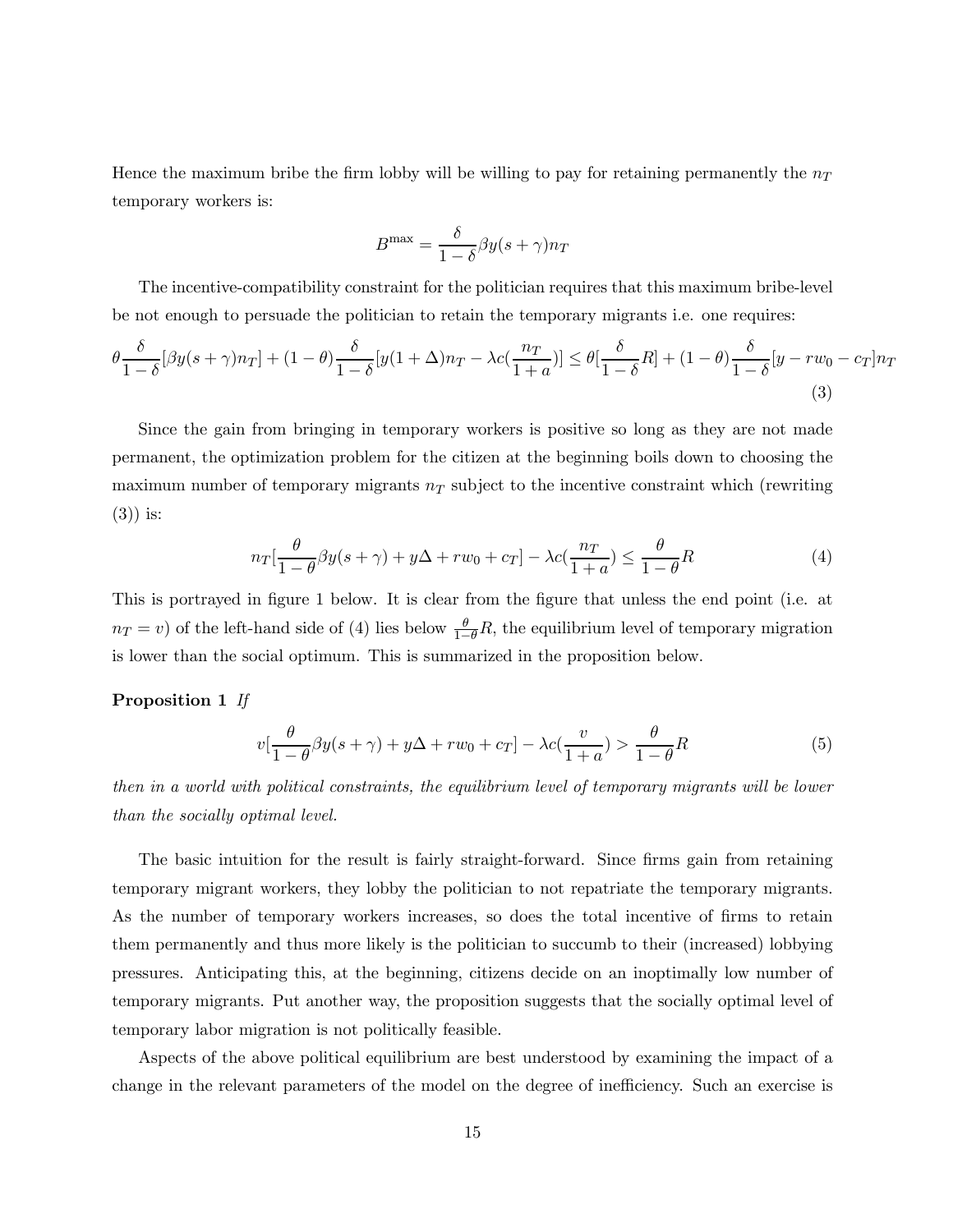Hence the maximum bribe the firm lobby will be willing to pay for retaining permanently the $n_T$ temporary workers is:

$$B^{\max} = \frac{\delta}{1-\delta}\beta y(s+\gamma)n_T$$

The incentive-compatibility constraint for the politician requires that this maximum bribe-level be not enough to persuade the politician to retain the temporary migrants i.e. one requires:

$$\theta\frac{\delta}{1-\delta}[\beta y(s+\gamma)n_T] + (1-\theta)\frac{\delta}{1-\delta}[y(1+\Delta)n_T - \lambda c(\frac{n_T}{1+a})] \leq \theta[\frac{\delta}{1-\delta}R] + (1-\theta)\frac{\delta}{1-\delta}[y - rw_0 - c_T]n_T \tag{3}$$

Since the gain from bringing in temporary workers is positive so long as they are not made permanent, the optimization problem for the citizen at the beginning boils down to choosing the maximum number of temporary migrants $n_T$ subject to the incentive constraint which (rewriting (3)) is:

$$n_T[\frac{\theta}{1-\theta}\beta y(s+\gamma) + y\Delta + rw_0 + c_T] - \lambda c(\frac{n_T}{1+a}) \leq \frac{\theta}{1-\theta}R \tag{4}$$

This is portrayed in figure 1 below. It is clear from the figure that unless the end point (i.e. at $n_T = v$) of the left-hand side of (4) lies below $\frac{\theta}{1-\theta}R$, the equilibrium level of temporary migration is lower than the social optimum. This is summarized in the proposition below.

**Proposition 1** *If*

$$v[\frac{\theta}{1-\theta}\beta y(s+\gamma) + y\Delta + rw_0 + c_T] - \lambda c(\frac{v}{1+a}) > \frac{\theta}{1-\theta}R \tag{5}$$

*then in a world with political constraints, the equilibrium level of temporary migrants will be lower than the socially optimal level.*

The basic intuition for the result is fairly straight-forward. Since firms gain from retaining temporary migrant workers, they lobby the politician to not repatriate the temporary migrants. As the number of temporary workers increases, so does the total incentive of firms to retain them permanently and thus more likely is the politician to succumb to their (increased) lobbying pressures. Anticipating this, at the beginning, citizens decide on an inoptimally low number of temporary migrants. Put another way, the proposition suggests that the socially optimal level of temporary labor migration is not politically feasible.

Aspects of the above political equilibrium are best understood by examining the impact of a change in the relevant parameters of the model on the degree of inefficiency. Such an exercise is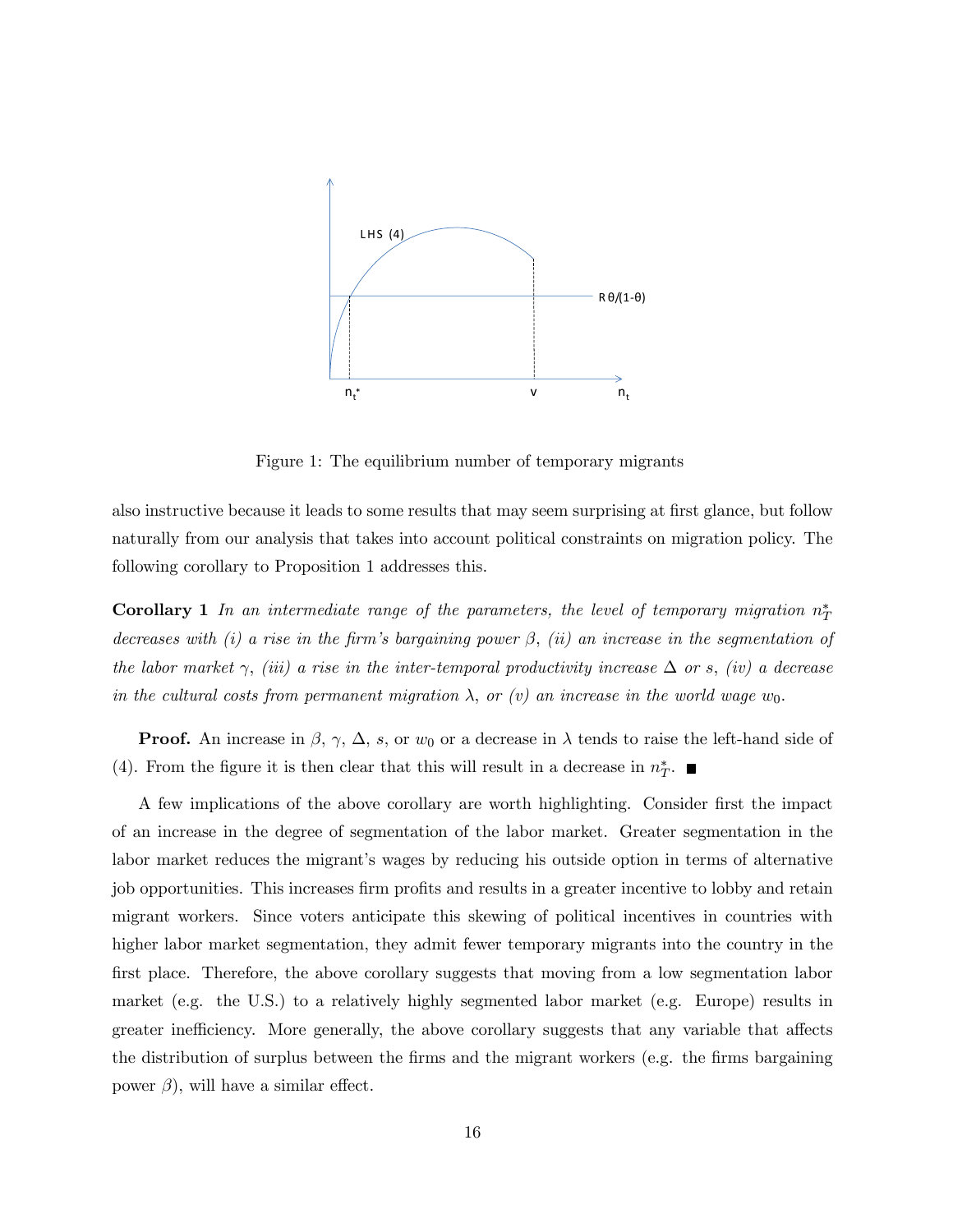Figure 1: The equilibrium number of temporary migrants

also instructive because it leads to some results that may seem surprising at first glance, but follow naturally from our analysis that takes into account political constraints on migration policy. The following corollary to Proposition 1 addresses this.

**Corollary 1** *In an intermediate range of the parameters, the level of temporary migration $n_T^*$ decreases with (i) a rise in the firm's bargaining power $\beta$, (ii) an increase in the segmentation of the labor market $\gamma$, (iii) a rise in the inter-temporal productivity increase $\Delta$ or $s$, (iv) a decrease in the cultural costs from permanent migration $\lambda$, or (v) an increase in the world wage $w_0$.*

**Proof.** An increase in $\beta$, $\gamma$, $\Delta$, $s$, or $w_0$ or a decrease in $\lambda$ tends to raise the left-hand side of (4). From the figure it is then clear that this will result in a decrease in $n_T^*$. ∎

A few implications of the above corollary are worth highlighting. Consider first the impact of an increase in the degree of segmentation of the labor market. Greater segmentation in the labor market reduces the migrant's wages by reducing his outside option in terms of alternative job opportunities. This increases firm profits and results in a greater incentive to lobby and retain migrant workers. Since voters anticipate this skewing of political incentives in countries with higher labor market segmentation, they admit fewer temporary migrants into the country in the first place. Therefore, the above corollary suggests that moving from a low segmentation labor market (e.g. the U.S.) to a relatively highly segmented labor market (e.g. Europe) results in greater inefficiency. More generally, the above corollary suggests that any variable that affects the distribution of surplus between the firms and the migrant workers (e.g. the firms bargaining power $\beta$), will have a similar effect.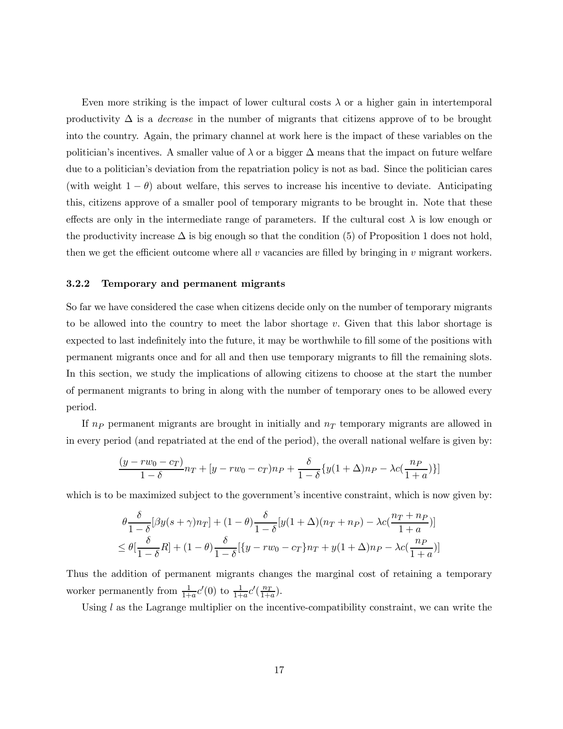Even more striking is the impact of lower cultural costs $\lambda$ or a higher gain in intertemporal productivity $\Delta$ is a *decrease* in the number of migrants that citizens approve of to be brought into the country. Again, the primary channel at work here is the impact of these variables on the politician's incentives. A smaller value of $\lambda$ or a bigger $\Delta$ means that the impact on future welfare due to a politician's deviation from the repatriation policy is not as bad. Since the politician cares (with weight $1-\theta$) about welfare, this serves to increase his incentive to deviate. Anticipating this, citizens approve of a smaller pool of temporary migrants to be brought in. Note that these effects are only in the intermediate range of parameters. If the cultural cost $\lambda$ is low enough or the productivity increase $\Delta$ is big enough so that the condition (5) of Proposition 1 does not hold, then we get the efficient outcome where all $v$ vacancies are filled by bringing in $v$ migrant workers.

### 3.2.2 Temporary and permanent migrants

So far we have considered the case when citizens decide only on the number of temporary migrants to be allowed into the country to meet the labor shortage $v$. Given that this labor shortage is expected to last indefinitely into the future, it may be worthwhile to fill some of the positions with permanent migrants once and for all and then use temporary migrants to fill the remaining slots. In this section, we study the implications of allowing citizens to choose at the start the number of permanent migrants to bring in along with the number of temporary ones to be allowed every period.

If $n_P$ permanent migrants are brought in initially and $n_T$ temporary migrants are allowed in in every period (and repatriated at the end of the period), the overall national welfare is given by:

$$\frac{(y - rw_0 - c_T)}{1-\delta}n_T + [y - rw_0 - c_T)n_P + \frac{\delta}{1-\delta}\{y(1+\Delta)n_P - \lambda c(\frac{n_P}{1+a})\}]$$

which is to be maximized subject to the government's incentive constraint, which is now given by:

$$\begin{aligned}
&\theta\frac{\delta}{1-\delta}[\beta y(s+\gamma)n_T] + (1-\theta)\frac{\delta}{1-\delta}[y(1+\Delta)(n_T+n_P) - \lambda c(\frac{n_T+n_P}{1+a})] \\
&\leq \theta[\frac{\delta}{1-\delta}R] + (1-\theta)\frac{\delta}{1-\delta}[\{y - rw_0 - c_T\}n_T + y(1+\Delta)n_P - \lambda c(\frac{n_P}{1+a})]
\end{aligned}$$

Thus the addition of permanent migrants changes the marginal cost of retaining a temporary worker permanently from $\frac{1}{1+a}c'(0)$ to $\frac{1}{1+a}c'(\frac{n_T}{1+a})$.

Using $l$ as the Lagrange multiplier on the incentive-compatibility constraint, we can write the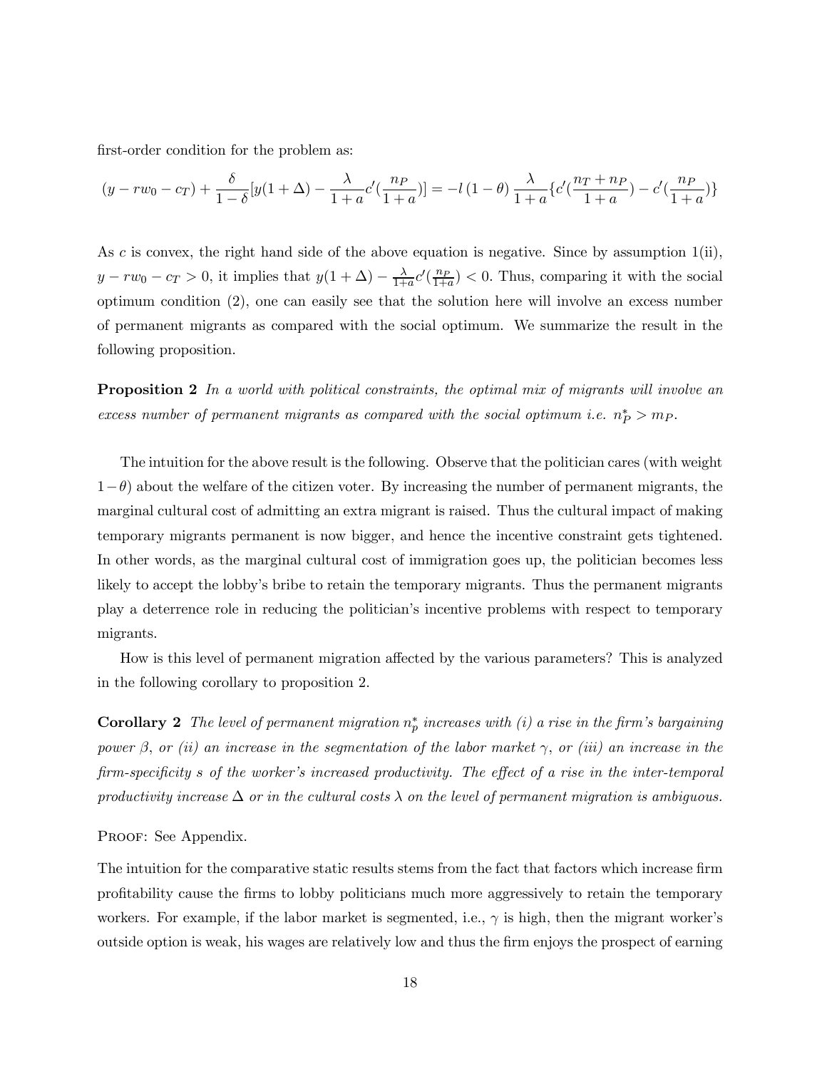first-order condition for the problem as:

$$(y - rw_0 - c_T) + \frac{\delta}{1-\delta}[y(1+\Delta) - \frac{\lambda}{1+a}c'(\frac{n_P}{1+a})] = -l\,(1-\theta)\,\frac{\lambda}{1+a}\{c'(\frac{n_T + n_P}{1+a}) - c'(\frac{n_P}{1+a})\}$$

As $c$ is convex, the right hand side of the above equation is negative. Since by assumption 1(ii), $y - rw_0 - c_T > 0$, it implies that $y(1+\Delta) - \frac{\lambda}{1+a}c'(\frac{n_P}{1+a}) < 0$. Thus, comparing it with the social optimum condition (2), one can easily see that the solution here will involve an excess number of permanent migrants as compared with the social optimum. We summarize the result in the following proposition.

**Proposition 2** *In a world with political constraints, the optimal mix of migrants will involve an excess number of permanent migrants as compared with the social optimum i.e.* $n_P^* > m_P$.

The intuition for the above result is the following. Observe that the politician cares (with weight $1-\theta$) about the welfare of the citizen voter. By increasing the number of permanent migrants, the marginal cultural cost of admitting an extra migrant is raised. Thus the cultural impact of making temporary migrants permanent is now bigger, and hence the incentive constraint gets tightened. In other words, as the marginal cultural cost of immigration goes up, the politician becomes less likely to accept the lobby's bribe to retain the temporary migrants. Thus the permanent migrants play a deterrence role in reducing the politician's incentive problems with respect to temporary migrants.

How is this level of permanent migration affected by the various parameters? This is analyzed in the following corollary to proposition 2.

**Corollary 2** *The level of permanent migration* $n_p^*$ *increases with (i) a rise in the firm's bargaining power* $\beta$*, or (ii) an increase in the segmentation of the labor market* $\gamma$*, or (iii) an increase in the firm-specificity* $s$ *of the worker's increased productivity. The effect of a rise in the inter-temporal productivity increase* $\Delta$ *or in the cultural costs* $\lambda$ *on the level of permanent migration is ambiguous.*

Proof: See Appendix.

The intuition for the comparative static results stems from the fact that factors which increase firm profitability cause the firms to lobby politicians much more aggressively to retain the temporary workers. For example, if the labor market is segmented, i.e., $\gamma$ is high, then the migrant worker's outside option is weak, his wages are relatively low and thus the firm enjoys the prospect of earning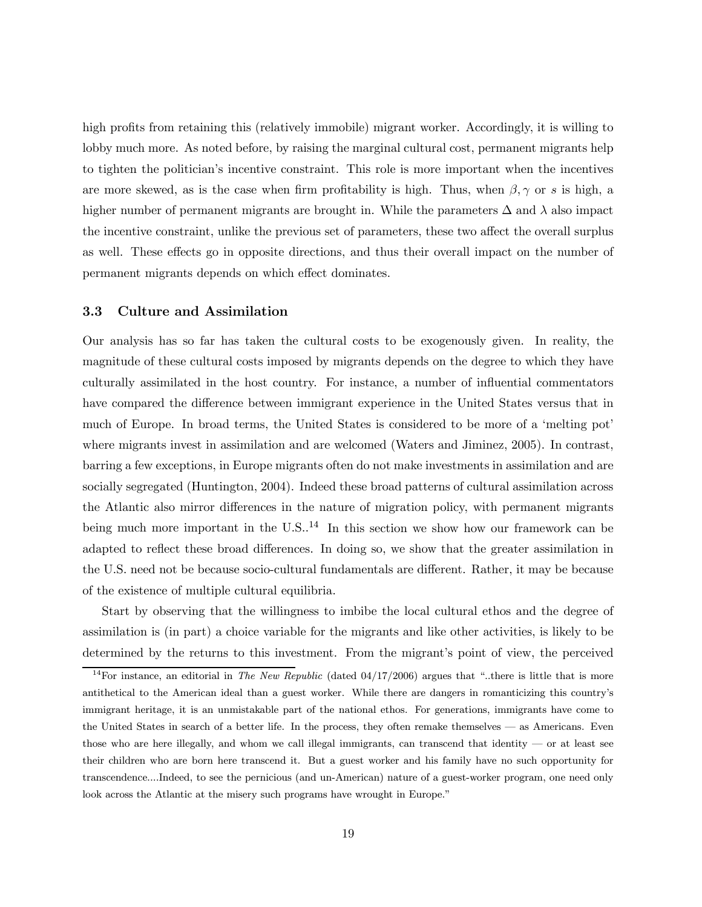high profits from retaining this (relatively immobile) migrant worker. Accordingly, it is willing to lobby much more. As noted before, by raising the marginal cultural cost, permanent migrants help to tighten the politician's incentive constraint. This role is more important when the incentives are more skewed, as is the case when firm profitability is high. Thus, when $\beta, \gamma$ or $s$ is high, a higher number of permanent migrants are brought in. While the parameters $\Delta$ and $\lambda$ also impact the incentive constraint, unlike the previous set of parameters, these two affect the overall surplus as well. These effects go in opposite directions, and thus their overall impact on the number of permanent migrants depends on which effect dominates.

### 3.3 Culture and Assimilation

Our analysis has so far has taken the cultural costs to be exogenously given. In reality, the magnitude of these cultural costs imposed by migrants depends on the degree to which they have culturally assimilated in the host country. For instance, a number of influential commentators have compared the difference between immigrant experience in the United States versus that in much of Europe. In broad terms, the United States is considered to be more of a 'melting pot' where migrants invest in assimilation and are welcomed (Waters and Jiminez, 2005). In contrast, barring a few exceptions, in Europe migrants often do not make investments in assimilation and are socially segregated (Huntington, 2004). Indeed these broad patterns of cultural assimilation across the Atlantic also mirror differences in the nature of migration policy, with permanent migrants being much more important in the U.S..[14] In this section we show how our framework can be adapted to reflect these broad differences. In doing so, we show that the greater assimilation in the U.S. need not be because socio-cultural fundamentals are different. Rather, it may be because of the existence of multiple cultural equilibria.

Start by observing that the willingness to imbibe the local cultural ethos and the degree of assimilation is (in part) a choice variable for the migrants and like other activities, is likely to be determined by the returns to this investment. From the migrant's point of view, the perceived

[14] For instance, an editorial in *The New Republic* (dated 04/17/2006) argues that "..there is little that is more antithetical to the American ideal than a guest worker. While there are dangers in romanticizing this country's immigrant heritage, it is an unmistakable part of the national ethos. For generations, immigrants have come to the United States in search of a better life. In the process, they often remake themselves — as Americans. Even those who are here illegally, and whom we call illegal immigrants, can transcend that identity — or at least see their children who are born here transcend it. But a guest worker and his family have no such opportunity for transcendence....Indeed, to see the pernicious (and un-American) nature of a guest-worker program, one need only look across the Atlantic at the misery such programs have wrought in Europe."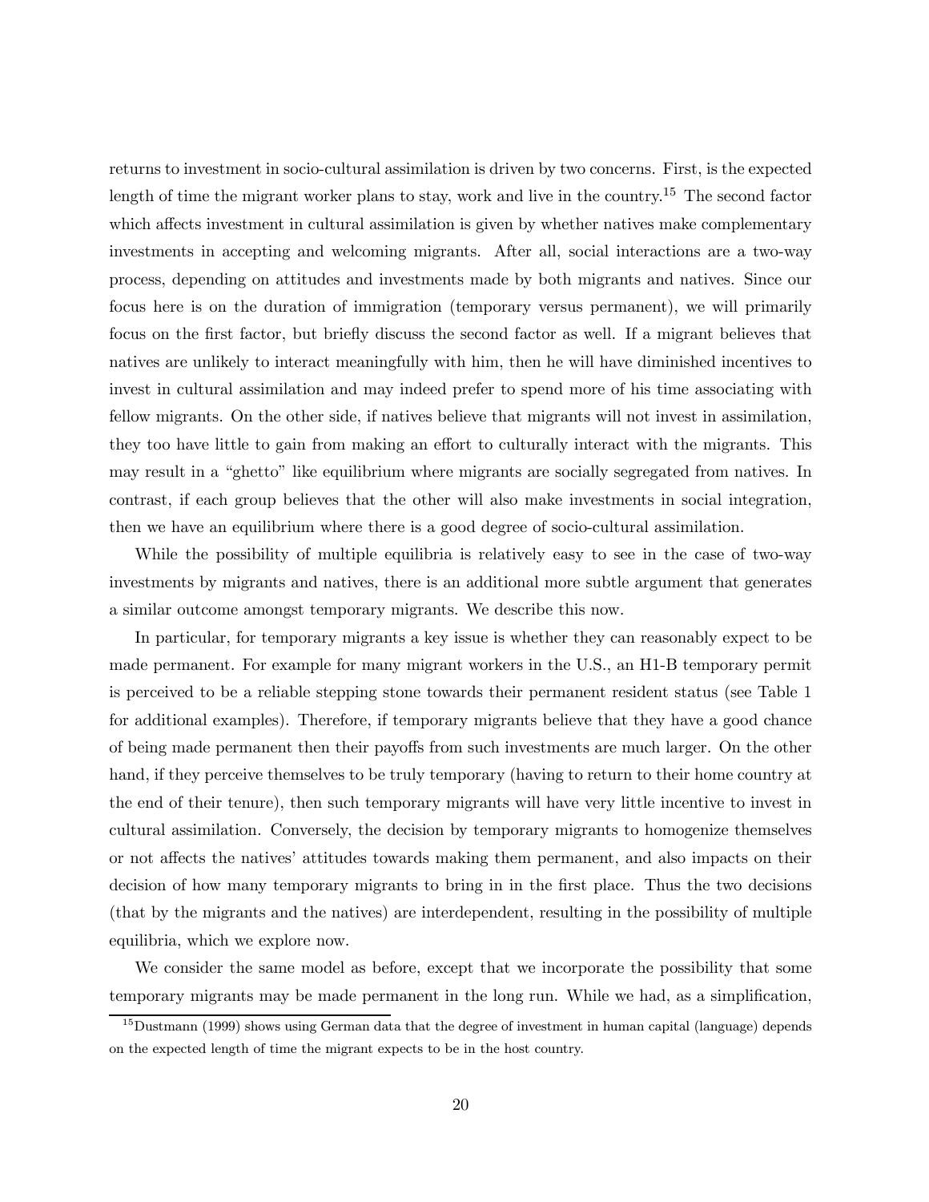returns to investment in socio-cultural assimilation is driven by two concerns. First, is the expected length of time the migrant worker plans to stay, work and live in the country.[15] The second factor which affects investment in cultural assimilation is given by whether natives make complementary investments in accepting and welcoming migrants. After all, social interactions are a two-way process, depending on attitudes and investments made by both migrants and natives. Since our focus here is on the duration of immigration (temporary versus permanent), we will primarily focus on the first factor, but briefly discuss the second factor as well. If a migrant believes that natives are unlikely to interact meaningfully with him, then he will have diminished incentives to invest in cultural assimilation and may indeed prefer to spend more of his time associating with fellow migrants. On the other side, if natives believe that migrants will not invest in assimilation, they too have little to gain from making an effort to culturally interact with the migrants. This may result in a "ghetto" like equilibrium where migrants are socially segregated from natives. In contrast, if each group believes that the other will also make investments in social integration, then we have an equilibrium where there is a good degree of socio-cultural assimilation.

While the possibility of multiple equilibria is relatively easy to see in the case of two-way investments by migrants and natives, there is an additional more subtle argument that generates a similar outcome amongst temporary migrants. We describe this now.

In particular, for temporary migrants a key issue is whether they can reasonably expect to be made permanent. For example for many migrant workers in the U.S., an H1-B temporary permit is perceived to be a reliable stepping stone towards their permanent resident status (see Table 1 for additional examples). Therefore, if temporary migrants believe that they have a good chance of being made permanent then their payoffs from such investments are much larger. On the other hand, if they perceive themselves to be truly temporary (having to return to their home country at the end of their tenure), then such temporary migrants will have very little incentive to invest in cultural assimilation. Conversely, the decision by temporary migrants to homogenize themselves or not affects the natives' attitudes towards making them permanent, and also impacts on their decision of how many temporary migrants to bring in in the first place. Thus the two decisions (that by the migrants and the natives) are interdependent, resulting in the possibility of multiple equilibria, which we explore now.

We consider the same model as before, except that we incorporate the possibility that some temporary migrants may be made permanent in the long run. While we had, as a simplification,

[15] Dustmann (1999) shows using German data that the degree of investment in human capital (language) depends on the expected length of time the migrant expects to be in the host country.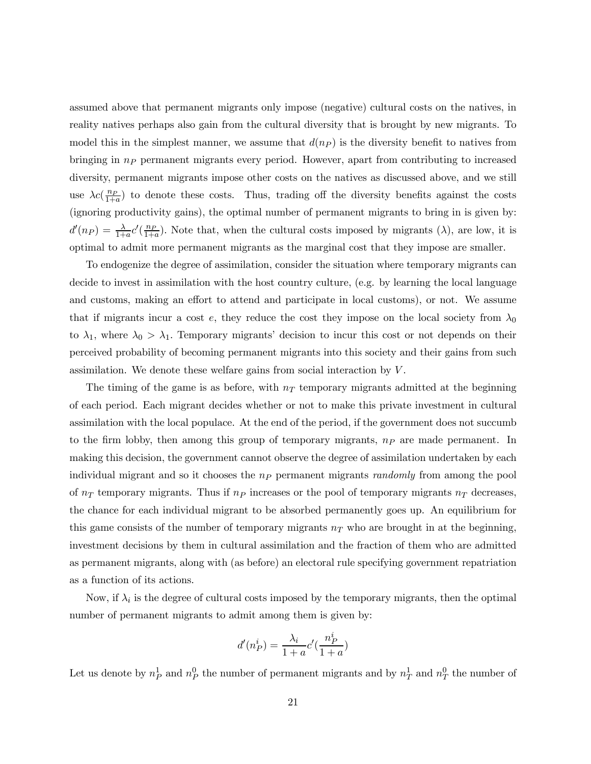assumed above that permanent migrants only impose (negative) cultural costs on the natives, in reality natives perhaps also gain from the cultural diversity that is brought by new migrants. To model this in the simplest manner, we assume that $d(n_P)$ is the diversity benefit to natives from bringing in $n_P$ permanent migrants every period. However, apart from contributing to increased diversity, permanent migrants impose other costs on the natives as discussed above, and we still use $\lambda c(\frac{n_P}{1+a})$ to denote these costs. Thus, trading off the diversity benefits against the costs (ignoring productivity gains), the optimal number of permanent migrants to bring in is given by: $d'(n_P) = \frac{\lambda}{1+a} c'(\frac{n_P}{1+a})$. Note that, when the cultural costs imposed by migrants ($\lambda$), are low, it is optimal to admit more permanent migrants as the marginal cost that they impose are smaller.

To endogenize the degree of assimilation, consider the situation where temporary migrants can decide to invest in assimilation with the host country culture, (e.g. by learning the local language and customs, making an effort to attend and participate in local customs), or not. We assume that if migrants incur a cost $e$, they reduce the cost they impose on the local society from $\lambda_0$ to $\lambda_1$, where $\lambda_0 > \lambda_1$. Temporary migrants' decision to incur this cost or not depends on their perceived probability of becoming permanent migrants into this society and their gains from such assimilation. We denote these welfare gains from social interaction by $V$.

The timing of the game is as before, with $n_T$ temporary migrants admitted at the beginning of each period. Each migrant decides whether or not to make this private investment in cultural assimilation with the local populace. At the end of the period, if the government does not succumb to the firm lobby, then among this group of temporary migrants, $n_P$ are made permanent. In making this decision, the government cannot observe the degree of assimilation undertaken by each individual migrant and so it chooses the $n_P$ permanent migrants *randomly* from among the pool of $n_T$ temporary migrants. Thus if $n_P$ increases or the pool of temporary migrants $n_T$ decreases, the chance for each individual migrant to be absorbed permanently goes up. An equilibrium for this game consists of the number of temporary migrants $n_T$ who are brought in at the beginning, investment decisions by them in cultural assimilation and the fraction of them who are admitted as permanent migrants, along with (as before) an electoral rule specifying government repatriation as a function of its actions.

Now, if $\lambda_i$ is the degree of cultural costs imposed by the temporary migrants, then the optimal number of permanent migrants to admit among them is given by:

$$d'(n_P^i) = \frac{\lambda_i}{1+a} c'(\frac{n_P^i}{1+a})$$

Let us denote by $n_P^1$ and $n_P^0$ the number of permanent migrants and by $n_T^1$ and $n_T^0$ the number of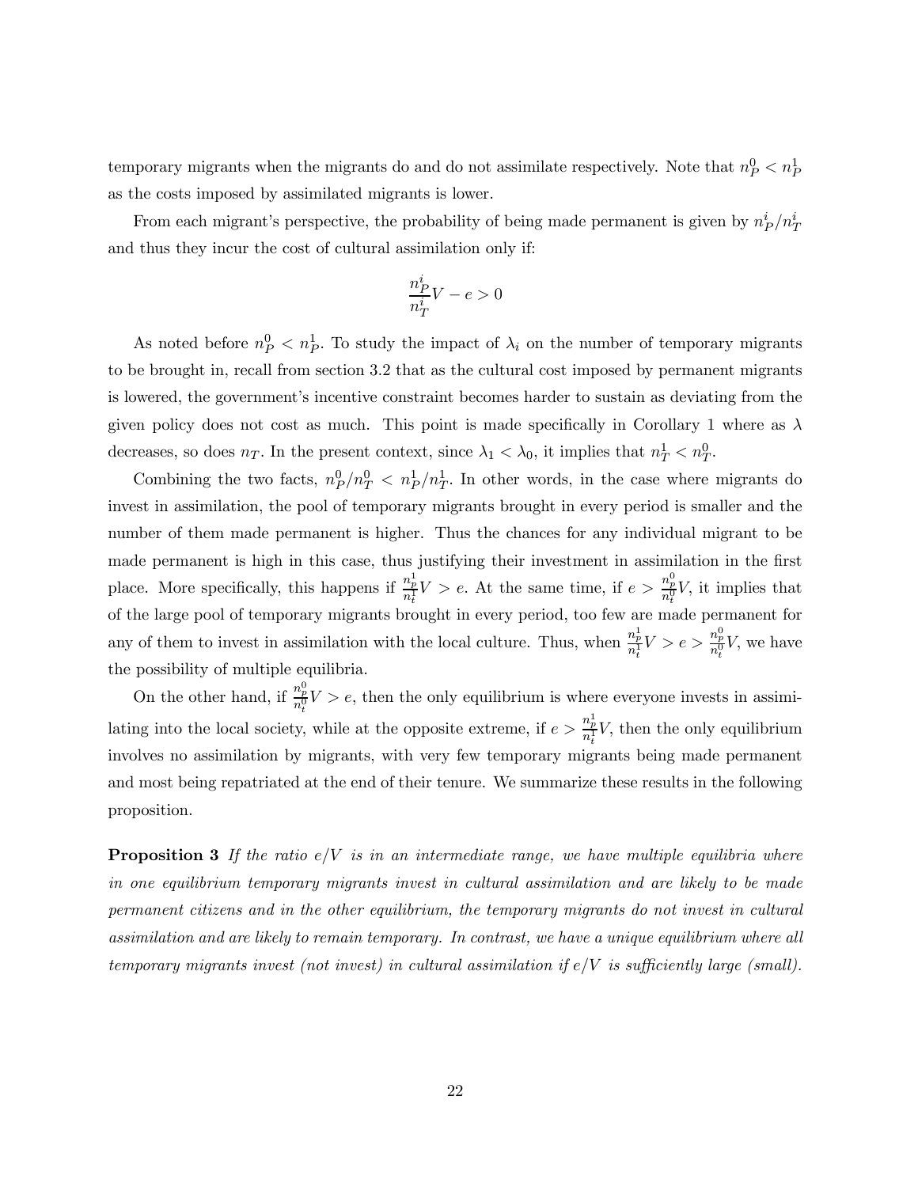temporary migrants when the migrants do and do not assimilate respectively. Note that $n_P^0 < n_P^1$ as the costs imposed by assimilated migrants is lower.

From each migrant's perspective, the probability of being made permanent is given by $n_P^i/n_T^i$ and thus they incur the cost of cultural assimilation only if:

$$\frac{n_P^i}{n_T^i}V - e > 0$$

As noted before $n_P^0 < n_P^1$. To study the impact of $\lambda_i$ on the number of temporary migrants to be brought in, recall from section 3.2 that as the cultural cost imposed by permanent migrants is lowered, the government's incentive constraint becomes harder to sustain as deviating from the given policy does not cost as much. This point is made specifically in Corollary 1 where as $\lambda$ decreases, so does $n_T$. In the present context, since $\lambda_1 < \lambda_0$, it implies that $n_T^1 < n_T^0$.

Combining the two facts, $n_P^0/n_T^0 < n_P^1/n_T^1$. In other words, in the case where migrants do invest in assimilation, the pool of temporary migrants brought in every period is smaller and the number of them made permanent is higher. Thus the chances for any individual migrant to be made permanent is high in this case, thus justifying their investment in assimilation in the first place. More specifically, this happens if $\frac{n_p^1}{n_t^1}V > e$. At the same time, if $e > \frac{n_p^0}{n_t^0}V$, it implies that of the large pool of temporary migrants brought in every period, too few are made permanent for any of them to invest in assimilation with the local culture. Thus, when $\frac{n_p^1}{n_t^1}V > e > \frac{n_p^0}{n_t^0}V$, we have the possibility of multiple equilibria.

On the other hand, if $\frac{n_p^0}{n_t^0}V > e$, then the only equilibrium is where everyone invests in assimilating into the local society, while at the opposite extreme, if $e > \frac{n_p^1}{n_t^1}V$, then the only equilibrium involves no assimilation by migrants, with very few temporary migrants being made permanent and most being repatriated at the end of their tenure. We summarize these results in the following proposition.

**Proposition 3** *If the ratio $e/V$ is in an intermediate range, we have multiple equilibria where in one equilibrium temporary migrants invest in cultural assimilation and are likely to be made permanent citizens and in the other equilibrium, the temporary migrants do not invest in cultural assimilation and are likely to remain temporary. In contrast, we have a unique equilibrium where all temporary migrants invest (not invest) in cultural assimilation if $e/V$ is sufficiently large (small).*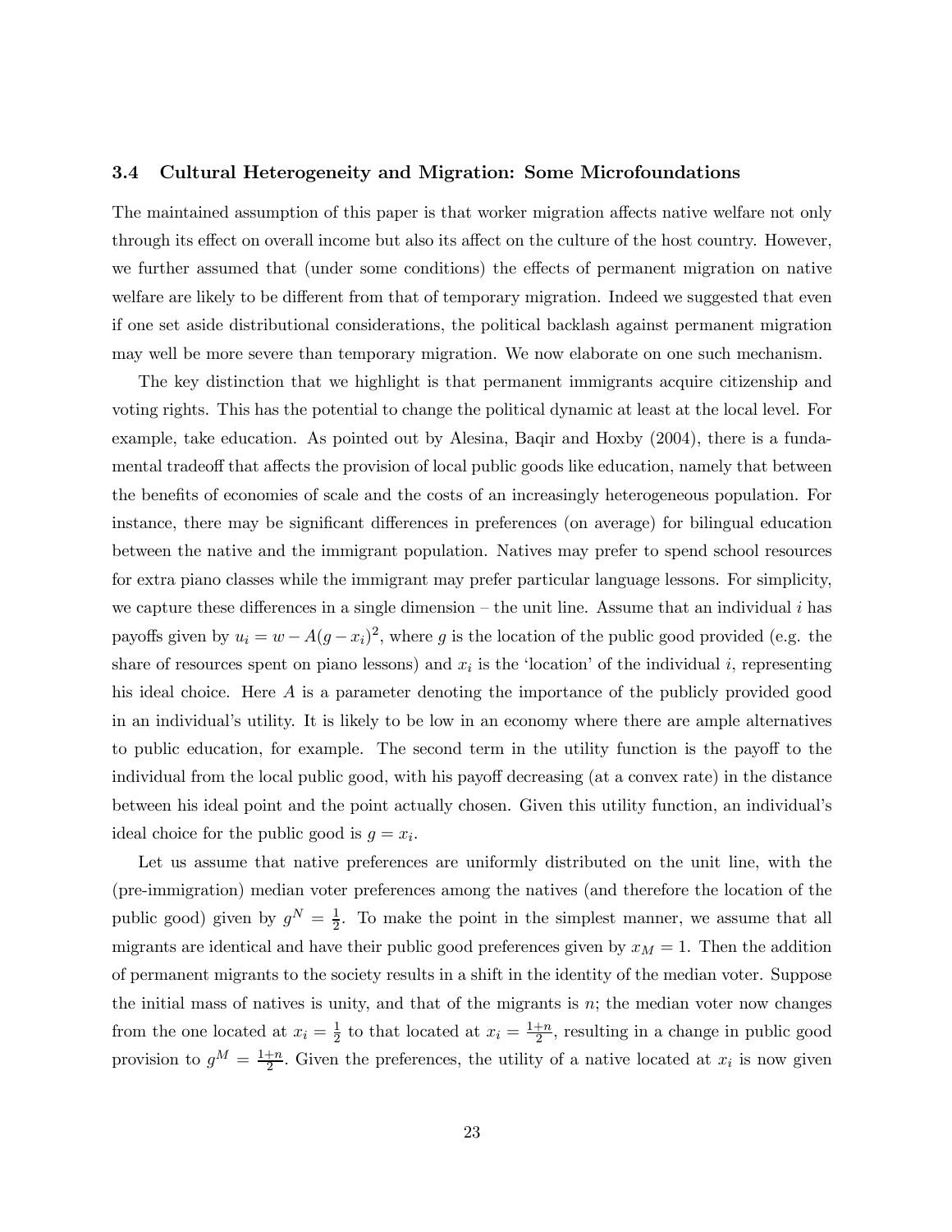### 3.4 Cultural Heterogeneity and Migration: Some Microfoundations

The maintained assumption of this paper is that worker migration affects native welfare not only through its effect on overall income but also its affect on the culture of the host country. However, we further assumed that (under some conditions) the effects of permanent migration on native welfare are likely to be different from that of temporary migration. Indeed we suggested that even if one set aside distributional considerations, the political backlash against permanent migration may well be more severe than temporary migration. We now elaborate on one such mechanism.

The key distinction that we highlight is that permanent immigrants acquire citizenship and voting rights. This has the potential to change the political dynamic at least at the local level. For example, take education. As pointed out by Alesina, Baqir and Hoxby (2004), there is a fundamental tradeoff that affects the provision of local public goods like education, namely that between the benefits of economies of scale and the costs of an increasingly heterogeneous population. For instance, there may be significant differences in preferences (on average) for bilingual education between the native and the immigrant population. Natives may prefer to spend school resources for extra piano classes while the immigrant may prefer particular language lessons. For simplicity, we capture these differences in a single dimension – the unit line. Assume that an individual $i$ has payoffs given by $u_i = w - A(g - x_i)^2$, where $g$ is the location of the public good provided (e.g. the share of resources spent on piano lessons) and $x_i$ is the 'location' of the individual $i$, representing his ideal choice. Here $A$ is a parameter denoting the importance of the publicly provided good in an individual's utility. It is likely to be low in an economy where there are ample alternatives to public education, for example. The second term in the utility function is the payoff to the individual from the local public good, with his payoff decreasing (at a convex rate) in the distance between his ideal point and the point actually chosen. Given this utility function, an individual's ideal choice for the public good is $g = x_i$.

Let us assume that native preferences are uniformly distributed on the unit line, with the (pre-immigration) median voter preferences among the natives (and therefore the location of the public good) given by $g^N = \frac{1}{2}$. To make the point in the simplest manner, we assume that all migrants are identical and have their public good preferences given by $x_M = 1$. Then the addition of permanent migrants to the society results in a shift in the identity of the median voter. Suppose the initial mass of natives is unity, and that of the migrants is $n$; the median voter now changes from the one located at $x_i = \frac{1}{2}$ to that located at $x_i = \frac{1+n}{2}$, resulting in a change in public good provision to $g^M = \frac{1+n}{2}$. Given the preferences, the utility of a native located at $x_i$ is now given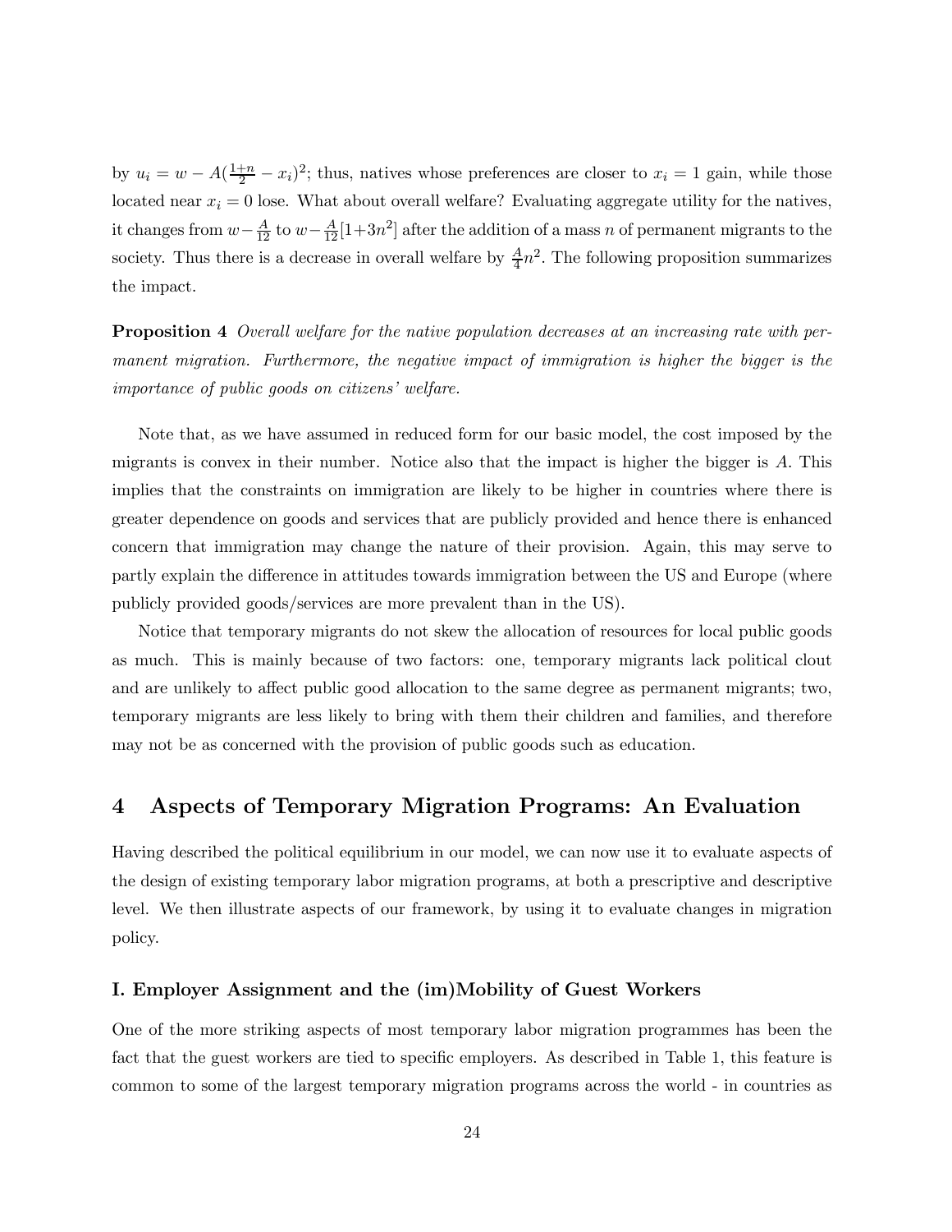by $u_i = w - A(\frac{1+n}{2} - x_i)^2$; thus, natives whose preferences are closer to $x_i = 1$ gain, while those located near $x_i = 0$ lose. What about overall welfare? Evaluating aggregate utility for the natives, it changes from $w - \frac{A}{12}$ to $w - \frac{A}{12}[1+3n^2]$ after the addition of a mass $n$ of permanent migrants to the society. Thus there is a decrease in overall welfare by $\frac{A}{4}n^2$. The following proposition summarizes the impact.

**Proposition 4** *Overall welfare for the native population decreases at an increasing rate with permanent migration. Furthermore, the negative impact of immigration is higher the bigger is the importance of public goods on citizens' welfare.*

Note that, as we have assumed in reduced form for our basic model, the cost imposed by the migrants is convex in their number. Notice also that the impact is higher the bigger is $A$. This implies that the constraints on immigration are likely to be higher in countries where there is greater dependence on goods and services that are publicly provided and hence there is enhanced concern that immigration may change the nature of their provision. Again, this may serve to partly explain the difference in attitudes towards immigration between the US and Europe (where publicly provided goods/services are more prevalent than in the US).

Notice that temporary migrants do not skew the allocation of resources for local public goods as much. This is mainly because of two factors: one, temporary migrants lack political clout and are unlikely to affect public good allocation to the same degree as permanent migrants; two, temporary migrants are less likely to bring with them their children and families, and therefore may not be as concerned with the provision of public goods such as education.

## 4 Aspects of Temporary Migration Programs: An Evaluation

Having described the political equilibrium in our model, we can now use it to evaluate aspects of the design of existing temporary labor migration programs, at both a prescriptive and descriptive level. We then illustrate aspects of our framework, by using it to evaluate changes in migration policy.

### I. Employer Assignment and the (im)Mobility of Guest Workers

One of the more striking aspects of most temporary labor migration programmes has been the fact that the guest workers are tied to specific employers. As described in Table 1, this feature is common to some of the largest temporary migration programs across the world - in countries as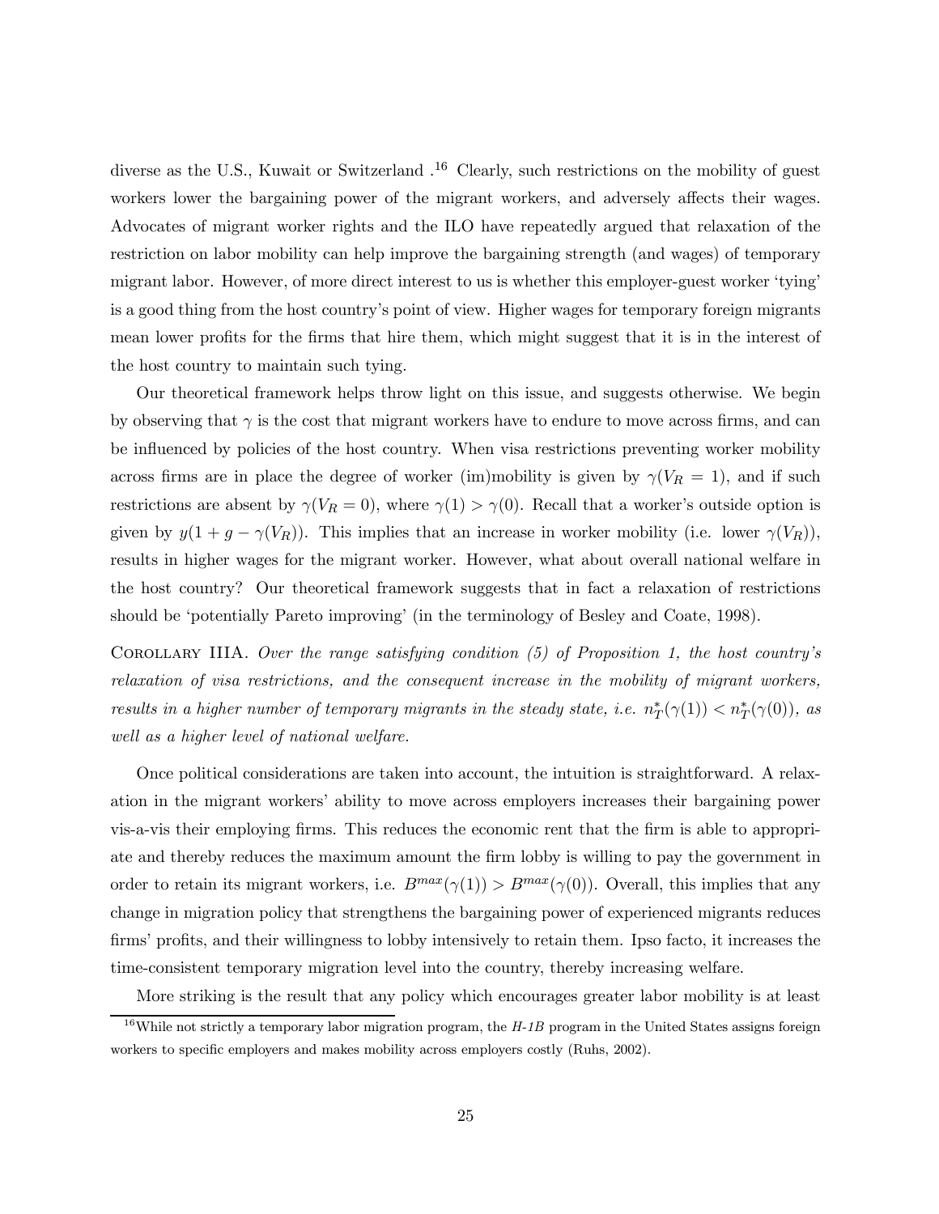diverse as the U.S., Kuwait or Switzerland .[16] Clearly, such restrictions on the mobility of guest workers lower the bargaining power of the migrant workers, and adversely affects their wages. Advocates of migrant worker rights and the ILO have repeatedly argued that relaxation of the restriction on labor mobility can help improve the bargaining strength (and wages) of temporary migrant labor. However, of more direct interest to us is whether this employer-guest worker 'tying' is a good thing from the host country's point of view. Higher wages for temporary foreign migrants mean lower profits for the firms that hire them, which might suggest that it is in the interest of the host country to maintain such tying.

Our theoretical framework helps throw light on this issue, and suggests otherwise. We begin by observing that $\gamma$ is the cost that migrant workers have to endure to move across firms, and can be influenced by policies of the host country. When visa restrictions preventing worker mobility across firms are in place the degree of worker (im)mobility is given by $\gamma(V_R = 1)$, and if such restrictions are absent by $\gamma(V_R = 0)$, where $\gamma(1) > \gamma(0)$. Recall that a worker's outside option is given by $y(1 + g - \gamma(V_R))$. This implies that an increase in worker mobility (i.e. lower $\gamma(V_R)$), results in higher wages for the migrant worker. However, what about overall national welfare in the host country? Our theoretical framework suggests that in fact a relaxation of restrictions should be 'potentially Pareto improving' (in the terminology of Besley and Coate, 1998).

Corollary IIIA. *Over the range satisfying condition (5) of Proposition 1, the host country's relaxation of visa restrictions, and the consequent increase in the mobility of migrant workers, results in a higher number of temporary migrants in the steady state, i.e.* $n_T^*(\gamma(1)) < n_T^*(\gamma(0))$, *as well as a higher level of national welfare.*

Once political considerations are taken into account, the intuition is straightforward. A relaxation in the migrant workers' ability to move across employers increases their bargaining power vis-a-vis their employing firms. This reduces the economic rent that the firm is able to appropriate and thereby reduces the maximum amount the firm lobby is willing to pay the government in order to retain its migrant workers, i.e. $B^{max}(\gamma(1)) > B^{max}(\gamma(0))$. Overall, this implies that any change in migration policy that strengthens the bargaining power of experienced migrants reduces firms' profits, and their willingness to lobby intensively to retain them. Ipso facto, it increases the time-consistent temporary migration level into the country, thereby increasing welfare.

More striking is the result that any policy which encourages greater labor mobility is at least

[16] While not strictly a temporary labor migration program, the *H-1B* program in the United States assigns foreign workers to specific employers and makes mobility across employers costly (Ruhs, 2002).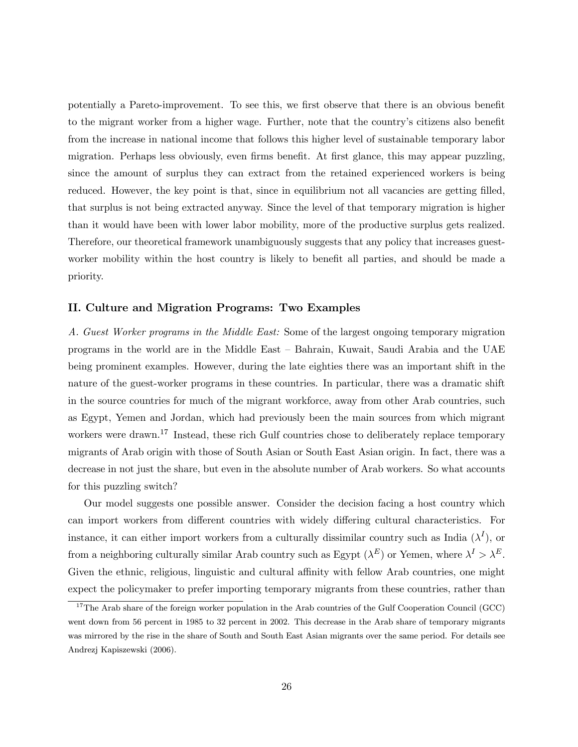potentially a Pareto-improvement. To see this, we first observe that there is an obvious benefit to the migrant worker from a higher wage. Further, note that the country's citizens also benefit from the increase in national income that follows this higher level of sustainable temporary labor migration. Perhaps less obviously, even firms benefit. At first glance, this may appear puzzling, since the amount of surplus they can extract from the retained experienced workers is being reduced. However, the key point is that, since in equilibrium not all vacancies are getting filled, that surplus is not being extracted anyway. Since the level of that temporary migration is higher than it would have been with lower labor mobility, more of the productive surplus gets realized. Therefore, our theoretical framework unambiguously suggests that any policy that increases guest-worker mobility within the host country is likely to benefit all parties, and should be made a priority.

## II. Culture and Migration Programs: Two Examples

*A. Guest Worker programs in the Middle East:* Some of the largest ongoing temporary migration programs in the world are in the Middle East – Bahrain, Kuwait, Saudi Arabia and the UAE being prominent examples. However, during the late eighties there was an important shift in the nature of the guest-worker programs in these countries. In particular, there was a dramatic shift in the source countries for much of the migrant workforce, away from other Arab countries, such as Egypt, Yemen and Jordan, which had previously been the main sources from which migrant workers were drawn.[17] Instead, these rich Gulf countries chose to deliberately replace temporary migrants of Arab origin with those of South Asian or South East Asian origin. In fact, there was a decrease in not just the share, but even in the absolute number of Arab workers. So what accounts for this puzzling switch?

Our model suggests one possible answer. Consider the decision facing a host country which can import workers from different countries with widely differing cultural characteristics. For instance, it can either import workers from a culturally dissimilar country such as India ($\lambda^I$), or from a neighboring culturally similar Arab country such as Egypt ($\lambda^E$) or Yemen, where $\lambda^I > \lambda^E$. Given the ethnic, religious, linguistic and cultural affinity with fellow Arab countries, one might expect the policymaker to prefer importing temporary migrants from these countries, rather than

[17] The Arab share of the foreign worker population in the Arab countries of the Gulf Cooperation Council (GCC) went down from 56 percent in 1985 to 32 percent in 2002. This decrease in the Arab share of temporary migrants was mirrored by the rise in the share of South and South East Asian migrants over the same period. For details see Andrzej Kapiszewski (2006).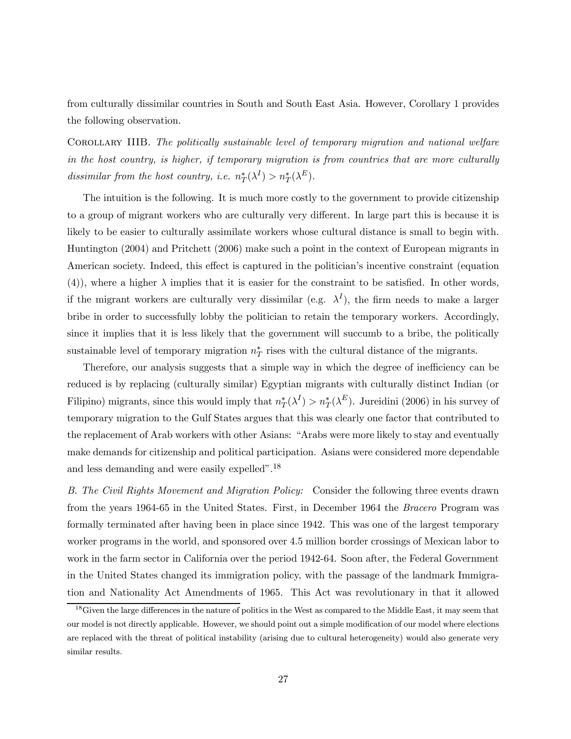from culturally dissimilar countries in South and South East Asia. However, Corollary 1 provides the following observation.

Corollary IIIB. *The politically sustainable level of temporary migration and national welfare in the host country, is higher, if temporary migration is from countries that are more culturally dissimilar from the host country, i.e.* $n_T^*(\lambda^I) > n_T^*(\lambda^E)$.

The intuition is the following. It is much more costly to the government to provide citizenship to a group of migrant workers who are culturally very different. In large part this is because it is likely to be easier to culturally assimilate workers whose cultural distance is small to begin with. Huntington (2004) and Pritchett (2006) make such a point in the context of European migrants in American society. Indeed, this effect is captured in the politician's incentive constraint (equation (4)), where a higher $\lambda$ implies that it is easier for the constraint to be satisfied. In other words, if the migrant workers are culturally very dissimilar (e.g. $\lambda^I$), the firm needs to make a larger bribe in order to successfully lobby the politician to retain the temporary workers. Accordingly, since it implies that it is less likely that the government will succumb to a bribe, the politically sustainable level of temporary migration $n_T^*$ rises with the cultural distance of the migrants.

Therefore, our analysis suggests that a simple way in which the degree of inefficiency can be reduced is by replacing (culturally similar) Egyptian migrants with culturally distinct Indian (or Filipino) migrants, since this would imply that $n_T^*(\lambda^I) > n_T^*(\lambda^E)$. Jureidini (2006) in his survey of temporary migration to the Gulf States argues that this was clearly one factor that contributed to the replacement of Arab workers with other Asians: "Arabs were more likely to stay and eventually make demands for citizenship and political participation. Asians were considered more dependable and less demanding and were easily expelled".[18]

*B. The Civil Rights Movement and Migration Policy:* Consider the following three events drawn from the years 1964-65 in the United States. First, in December 1964 the *Bracero* Program was formally terminated after having been in place since 1942. This was one of the largest temporary worker programs in the world, and sponsored over 4.5 million border crossings of Mexican labor to work in the farm sector in California over the period 1942-64. Soon after, the Federal Government in the United States changed its immigration policy, with the passage of the landmark Immigration and Nationality Act Amendments of 1965. This Act was revolutionary in that it allowed

[18] Given the large differences in the nature of politics in the West as compared to the Middle East, it may seem that our model is not directly applicable. However, we should point out a simple modification of our model where elections are replaced with the threat of political instability (arising due to cultural heterogeneity) would also generate very similar results.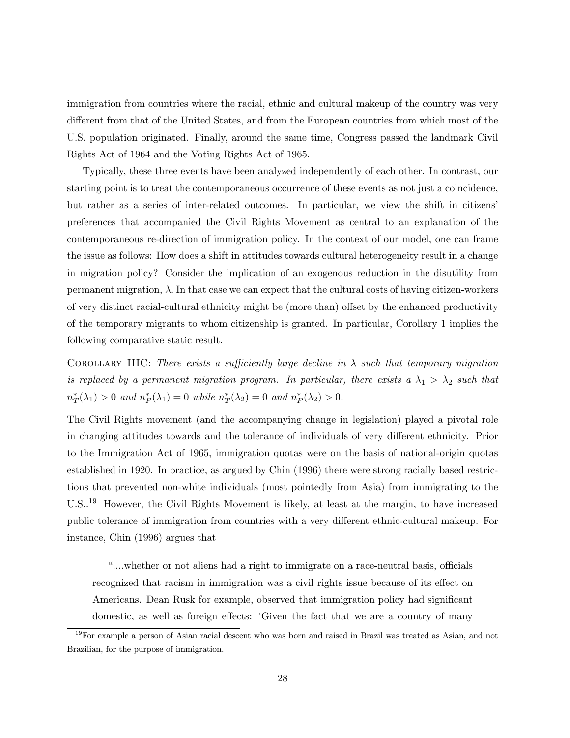immigration from countries where the racial, ethnic and cultural makeup of the country was very different from that of the United States, and from the European countries from which most of the U.S. population originated. Finally, around the same time, Congress passed the landmark Civil Rights Act of 1964 and the Voting Rights Act of 1965.

Typically, these three events have been analyzed independently of each other. In contrast, our starting point is to treat the contemporaneous occurrence of these events as not just a coincidence, but rather as a series of inter-related outcomes. In particular, we view the shift in citizens' preferences that accompanied the Civil Rights Movement as central to an explanation of the contemporaneous re-direction of immigration policy. In the context of our model, one can frame the issue as follows: How does a shift in attitudes towards cultural heterogeneity result in a change in migration policy? Consider the implication of an exogenous reduction in the disutility from permanent migration, $\lambda$. In that case we can expect that the cultural costs of having citizen-workers of very distinct racial-cultural ethnicity might be (more than) offset by the enhanced productivity of the temporary migrants to whom citizenship is granted. In particular, Corollary 1 implies the following comparative static result.

Corollary IIIC: *There exists a sufficiently large decline in* $\lambda$ *such that temporary migration is replaced by a permanent migration program. In particular, there exists a* $\lambda_1 > \lambda_2$ *such that* $n_T^*(\lambda_1) > 0$ *and* $n_P^*(\lambda_1) = 0$ *while* $n_T^*(\lambda_2) = 0$ *and* $n_P^*(\lambda_2) > 0$.

The Civil Rights movement (and the accompanying change in legislation) played a pivotal role in changing attitudes towards and the tolerance of individuals of very different ethnicity. Prior to the Immigration Act of 1965, immigration quotas were on the basis of national-origin quotas established in 1920. In practice, as argued by Chin (1996) there were strong racially based restrictions that prevented non-white individuals (most pointedly from Asia) from immigrating to the U.S..[19] However, the Civil Rights Movement is likely, at least at the margin, to have increased public tolerance of immigration from countries with a very different ethnic-cultural makeup. For instance, Chin (1996) argues that

> "....whether or not aliens had a right to immigrate on a race-neutral basis, officials recognized that racism in immigration was a civil rights issue because of its effect on Americans. Dean Rusk for example, observed that immigration policy had significant domestic, as well as foreign effects: 'Given the fact that we are a country of many

[19] For example a person of Asian racial descent who was born and raised in Brazil was treated as Asian, and not Brazilian, for the purpose of immigration.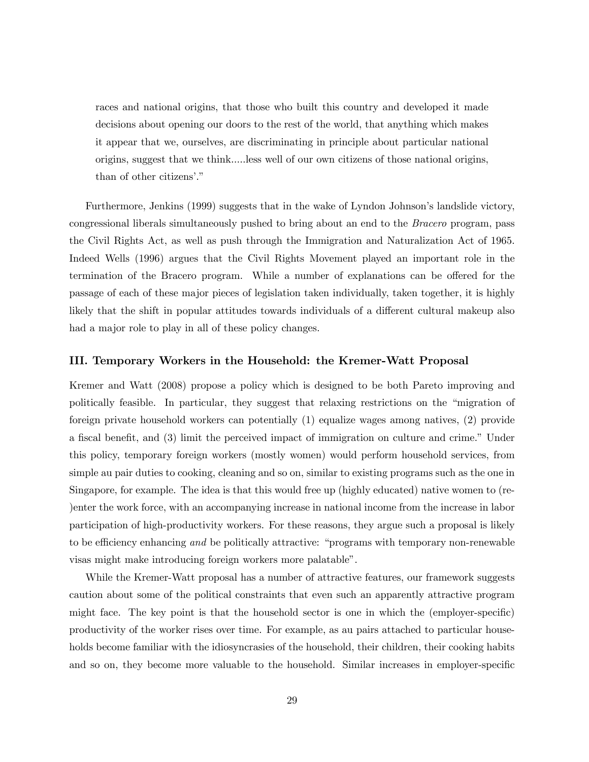races and national origins, that those who built this country and developed it made decisions about opening our doors to the rest of the world, that anything which makes it appear that we, ourselves, are discriminating in principle about particular national origins, suggest that we think.....less well of our own citizens of those national origins, than of other citizens'."

Furthermore, Jenkins (1999) suggests that in the wake of Lyndon Johnson's landslide victory, congressional liberals simultaneously pushed to bring about an end to the *Bracero* program, pass the Civil Rights Act, as well as push through the Immigration and Naturalization Act of 1965. Indeed Wells (1996) argues that the Civil Rights Movement played an important role in the termination of the Bracero program. While a number of explanations can be offered for the passage of each of these major pieces of legislation taken individually, taken together, it is highly likely that the shift in popular attitudes towards individuals of a different cultural makeup also had a major role to play in all of these policy changes.

### III. Temporary Workers in the Household: the Kremer-Watt Proposal

Kremer and Watt (2008) propose a policy which is designed to be both Pareto improving and politically feasible. In particular, they suggest that relaxing restrictions on the "migration of foreign private household workers can potentially (1) equalize wages among natives, (2) provide a fiscal benefit, and (3) limit the perceived impact of immigration on culture and crime." Under this policy, temporary foreign workers (mostly women) would perform household services, from simple au pair duties to cooking, cleaning and so on, similar to existing programs such as the one in Singapore, for example. The idea is that this would free up (highly educated) native women to (re-)enter the work force, with an accompanying increase in national income from the increase in labor participation of high-productivity workers. For these reasons, they argue such a proposal is likely to be efficiency enhancing *and* be politically attractive: "programs with temporary non-renewable visas might make introducing foreign workers more palatable".

While the Kremer-Watt proposal has a number of attractive features, our framework suggests caution about some of the political constraints that even such an apparently attractive program might face. The key point is that the household sector is one in which the (employer-specific) productivity of the worker rises over time. For example, as au pairs attached to particular households become familiar with the idiosyncrasies of the household, their children, their cooking habits and so on, they become more valuable to the household. Similar increases in employer-specific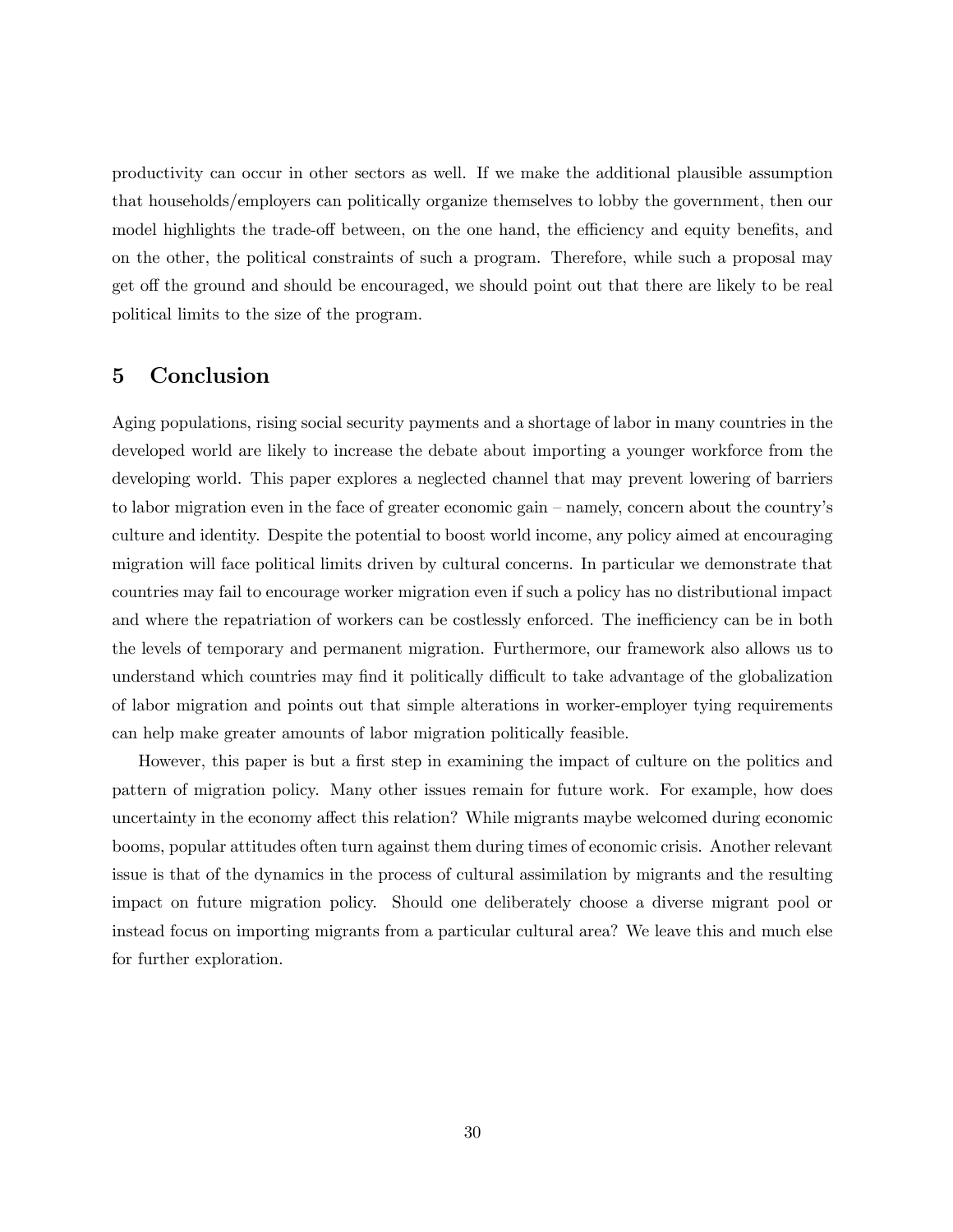productivity can occur in other sectors as well. If we make the additional plausible assumption that households/employers can politically organize themselves to lobby the government, then our model highlights the trade-off between, on the one hand, the efficiency and equity benefits, and on the other, the political constraints of such a program. Therefore, while such a proposal may get off the ground and should be encouraged, we should point out that there are likely to be real political limits to the size of the program.

## 5 Conclusion

Aging populations, rising social security payments and a shortage of labor in many countries in the developed world are likely to increase the debate about importing a younger workforce from the developing world. This paper explores a neglected channel that may prevent lowering of barriers to labor migration even in the face of greater economic gain – namely, concern about the country's culture and identity. Despite the potential to boost world income, any policy aimed at encouraging migration will face political limits driven by cultural concerns. In particular we demonstrate that countries may fail to encourage worker migration even if such a policy has no distributional impact and where the repatriation of workers can be costlessly enforced. The inefficiency can be in both the levels of temporary and permanent migration. Furthermore, our framework also allows us to understand which countries may find it politically difficult to take advantage of the globalization of labor migration and points out that simple alterations in worker-employer tying requirements can help make greater amounts of labor migration politically feasible.

However, this paper is but a first step in examining the impact of culture on the politics and pattern of migration policy. Many other issues remain for future work. For example, how does uncertainty in the economy affect this relation? While migrants maybe welcomed during economic booms, popular attitudes often turn against them during times of economic crisis. Another relevant issue is that of the dynamics in the process of cultural assimilation by migrants and the resulting impact on future migration policy. Should one deliberately choose a diverse migrant pool or instead focus on importing migrants from a particular cultural area? We leave this and much else for further exploration.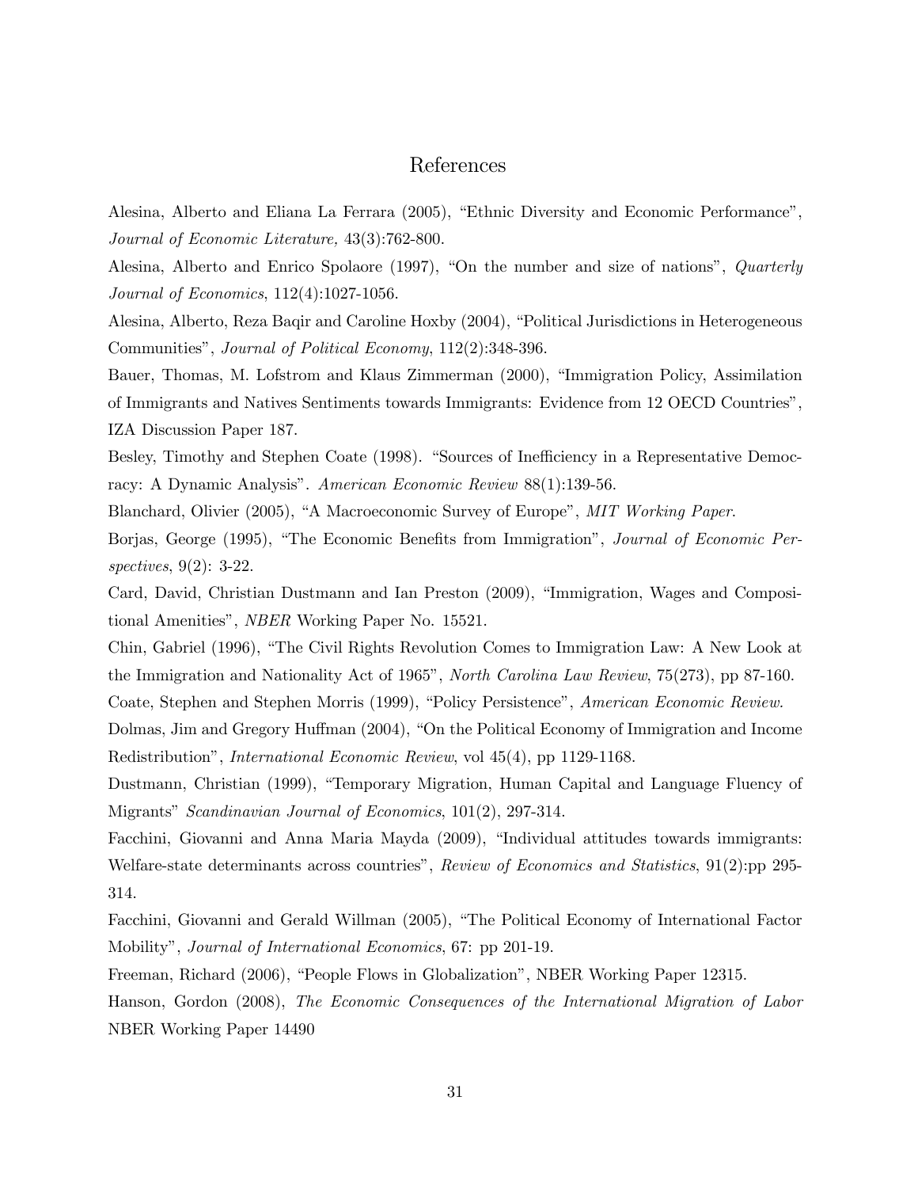# References

Alesina, Alberto and Eliana La Ferrara (2005), "Ethnic Diversity and Economic Performance", *Journal of Economic Literature,* 43(3):762-800.

Alesina, Alberto and Enrico Spolaore (1997), "On the number and size of nations", *Quarterly Journal of Economics*, 112(4):1027-1056.

Alesina, Alberto, Reza Baqir and Caroline Hoxby (2004), "Political Jurisdictions in Heterogeneous Communities", *Journal of Political Economy*, 112(2):348-396.

Bauer, Thomas, M. Lofstrom and Klaus Zimmerman (2000), "Immigration Policy, Assimilation of Immigrants and Natives Sentiments towards Immigrants: Evidence from 12 OECD Countries", IZA Discussion Paper 187.

Besley, Timothy and Stephen Coate (1998). "Sources of Inefficiency in a Representative Democracy: A Dynamic Analysis". *American Economic Review* 88(1):139-56.

Blanchard, Olivier (2005), "A Macroeconomic Survey of Europe", *MIT Working Paper*.

Borjas, George (1995), "The Economic Benefits from Immigration", *Journal of Economic Perspectives*, 9(2): 3-22.

Card, David, Christian Dustmann and Ian Preston (2009), "Immigration, Wages and Compositional Amenities", *NBER* Working Paper No. 15521.

Chin, Gabriel (1996), "The Civil Rights Revolution Comes to Immigration Law: A New Look at the Immigration and Nationality Act of 1965", *North Carolina Law Review*, 75(273), pp 87-160.

Coate, Stephen and Stephen Morris (1999), "Policy Persistence", *American Economic Review*.

Dolmas, Jim and Gregory Huffman (2004), "On the Political Economy of Immigration and Income Redistribution", *International Economic Review*, vol 45(4), pp 1129-1168.

Dustmann, Christian (1999), "Temporary Migration, Human Capital and Language Fluency of Migrants" *Scandinavian Journal of Economics*, 101(2), 297-314.

Facchini, Giovanni and Anna Maria Mayda (2009), "Individual attitudes towards immigrants: Welfare-state determinants across countries", *Review of Economics and Statistics*, 91(2):pp 295-314.

Facchini, Giovanni and Gerald Willman (2005), "The Political Economy of International Factor Mobility", *Journal of International Economics*, 67: pp 201-19.

Freeman, Richard (2006), "People Flows in Globalization", NBER Working Paper 12315.

Hanson, Gordon (2008), *The Economic Consequences of the International Migration of Labor* NBER Working Paper 14490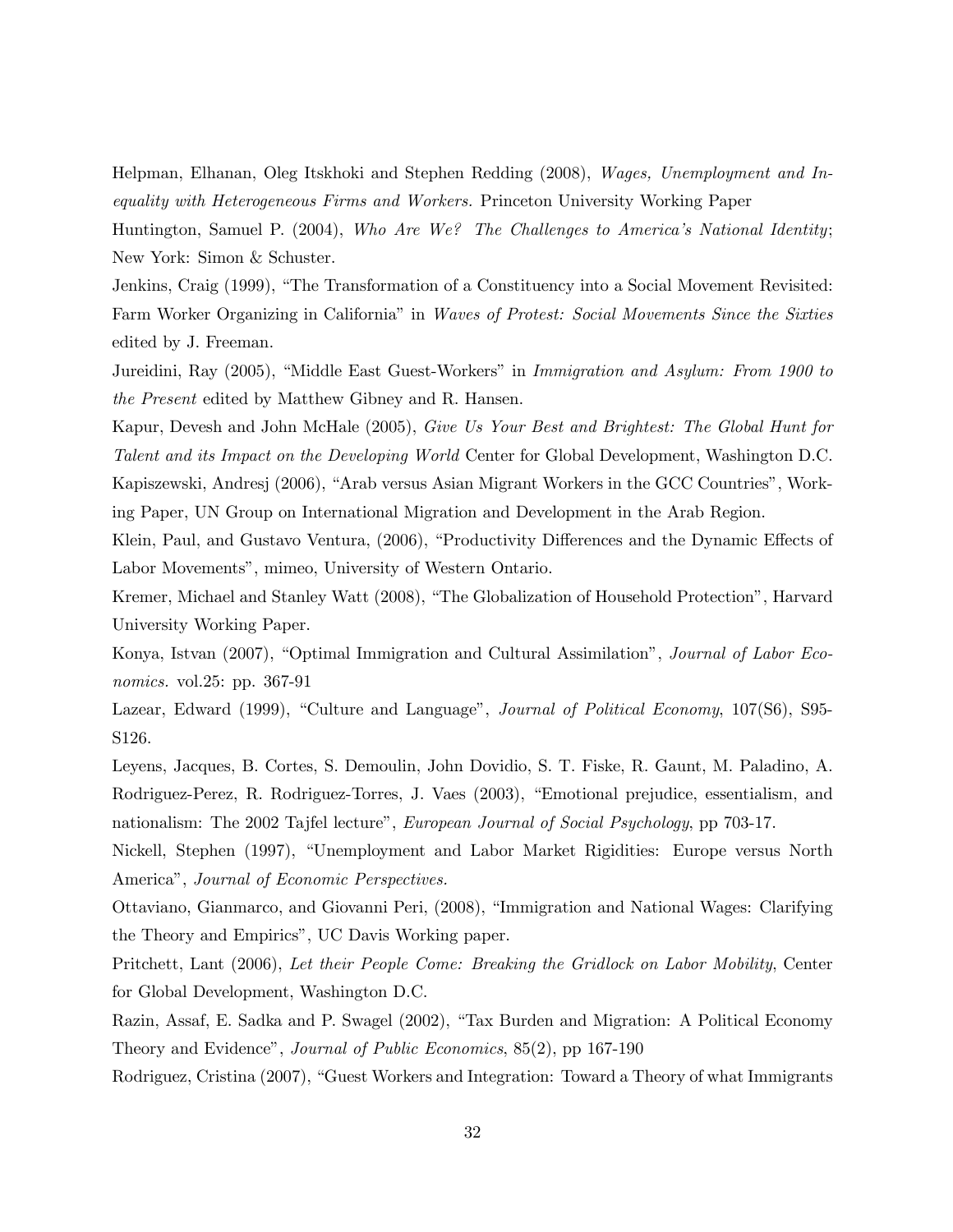Helpman, Elhanan, Oleg Itskhoki and Stephen Redding (2008), *Wages, Unemployment and Inequality with Heterogeneous Firms and Workers.* Princeton University Working Paper

Huntington, Samuel P. (2004), *Who Are We? The Challenges to America's National Identity*; New York: Simon & Schuster.

Jenkins, Craig (1999), "The Transformation of a Constituency into a Social Movement Revisited: Farm Worker Organizing in California" in *Waves of Protest: Social Movements Since the Sixties* edited by J. Freeman.

Jureidini, Ray (2005), "Middle East Guest-Workers" in *Immigration and Asylum: From 1900 to the Present* edited by Matthew Gibney and R. Hansen.

Kapur, Devesh and John McHale (2005), *Give Us Your Best and Brightest: The Global Hunt for Talent and its Impact on the Developing World* Center for Global Development, Washington D.C.

Kapiszewski, Andresj (2006), "Arab versus Asian Migrant Workers in the GCC Countries", Working Paper, UN Group on International Migration and Development in the Arab Region.

Klein, Paul, and Gustavo Ventura, (2006), "Productivity Differences and the Dynamic Effects of Labor Movements", mimeo, University of Western Ontario.

Kremer, Michael and Stanley Watt (2008), "The Globalization of Household Protection", Harvard University Working Paper.

Konya, Istvan (2007), "Optimal Immigration and Cultural Assimilation", *Journal of Labor Economics.* vol.25: pp. 367-91

Lazear, Edward (1999), "Culture and Language", *Journal of Political Economy*, 107(S6), S95-S126.

Leyens, Jacques, B. Cortes, S. Demoulin, John Dovidio, S. T. Fiske, R. Gaunt, M. Paladino, A. Rodriguez-Perez, R. Rodriguez-Torres, J. Vaes (2003), "Emotional prejudice, essentialism, and nationalism: The 2002 Tajfel lecture", *European Journal of Social Psychology*, pp 703-17.

Nickell, Stephen (1997), "Unemployment and Labor Market Rigidities: Europe versus North America", *Journal of Economic Perspectives.*

Ottaviano, Gianmarco, and Giovanni Peri, (2008), "Immigration and National Wages: Clarifying the Theory and Empirics", UC Davis Working paper.

Pritchett, Lant (2006), *Let their People Come: Breaking the Gridlock on Labor Mobility*, Center for Global Development, Washington D.C.

Razin, Assaf, E. Sadka and P. Swagel (2002), "Tax Burden and Migration: A Political Economy Theory and Evidence", *Journal of Public Economics*, 85(2), pp 167-190

Rodriguez, Cristina (2007), "Guest Workers and Integration: Toward a Theory of what Immigrants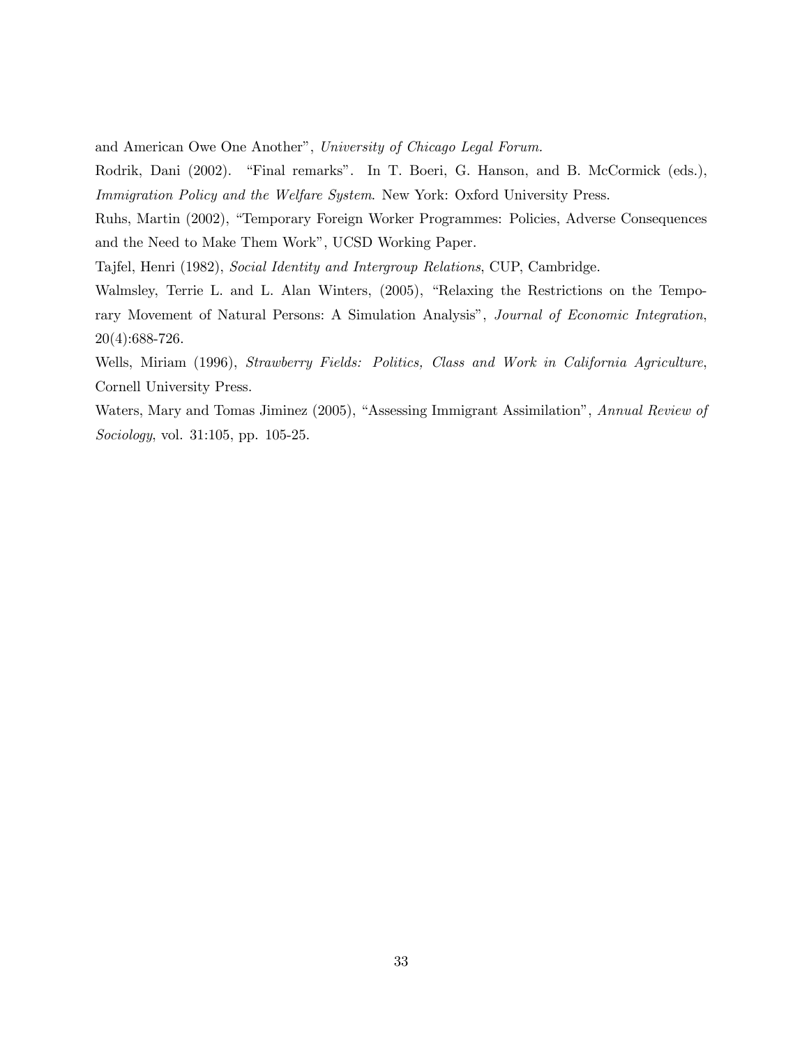and American Owe One Another", *University of Chicago Legal Forum.*

Rodrik, Dani (2002). "Final remarks". In T. Boeri, G. Hanson, and B. McCormick (eds.), *Immigration Policy and the Welfare System*. New York: Oxford University Press.

Ruhs, Martin (2002), "Temporary Foreign Worker Programmes: Policies, Adverse Consequences and the Need to Make Them Work", UCSD Working Paper.

Tajfel, Henri (1982), *Social Identity and Intergroup Relations*, CUP, Cambridge.

Walmsley, Terrie L. and L. Alan Winters, (2005), "Relaxing the Restrictions on the Temporary Movement of Natural Persons: A Simulation Analysis", *Journal of Economic Integration*, 20(4):688-726.

Wells, Miriam (1996), *Strawberry Fields: Politics, Class and Work in California Agriculture*, Cornell University Press.

Waters, Mary and Tomas Jiminez (2005), "Assessing Immigrant Assimilation", *Annual Review of Sociology*, vol. 31:105, pp. 105-25.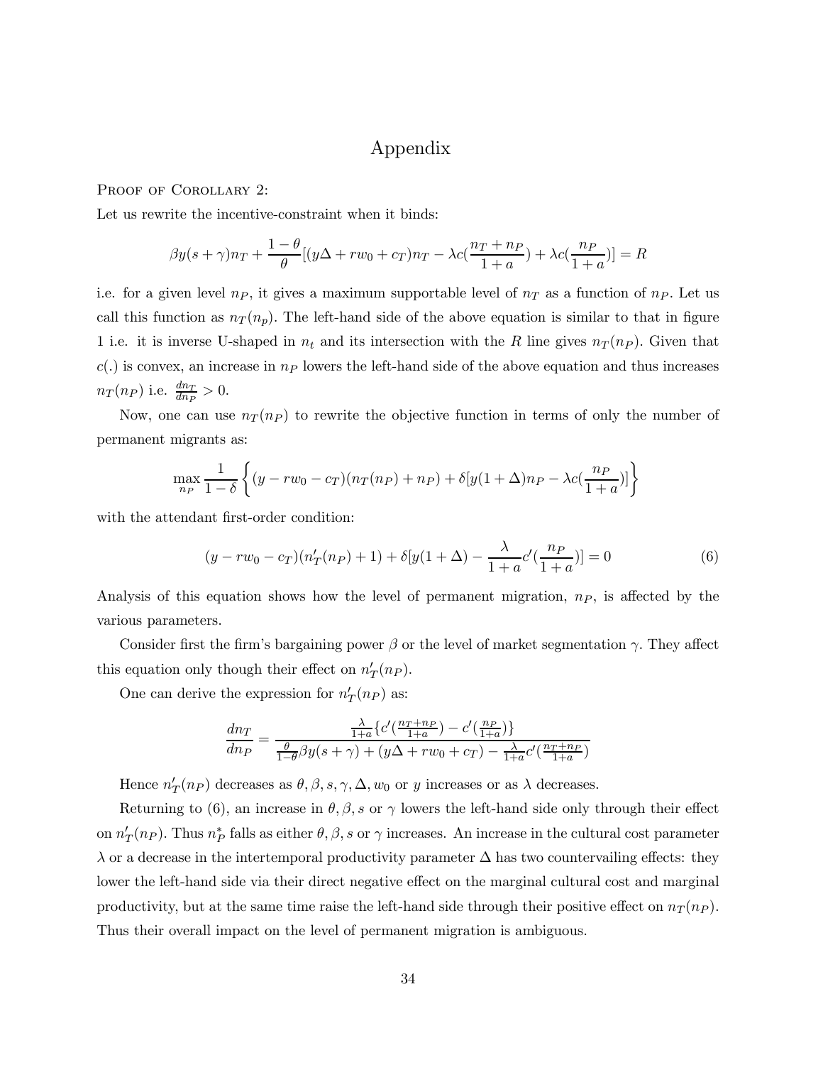# Appendix

Proof of Corollary 2:

Let us rewrite the incentive-constraint when it binds:

$$\beta y(s+\gamma)n_T + \frac{1-\theta}{\theta}[(y\Delta + rw_0 + c_T)n_T - \lambda c(\frac{n_T+n_P}{1+a}) + \lambda c(\frac{n_P}{1+a})] = R$$

i.e. for a given level $n_P$, it gives a maximum supportable level of $n_T$ as a function of $n_P$. Let us call this function as $n_T(n_p)$. The left-hand side of the above equation is similar to that in figure 1 i.e. it is inverse U-shaped in $n_t$ and its intersection with the $R$ line gives $n_T(n_P)$. Given that $c(.)$ is convex, an increase in $n_P$ lowers the left-hand side of the above equation and thus increases $n_T(n_P)$ i.e. $\frac{dn_T}{dn_P} > 0$.

Now, one can use $n_T(n_P)$ to rewrite the objective function in terms of only the number of permanent migrants as:

$$\max_{n_P} \frac{1}{1-\delta}\left\{(y - rw_0 - c_T)(n_T(n_P) + n_P) + \delta[y(1+\Delta)n_P - \lambda c(\frac{n_P}{1+a})]\right\}$$

with the attendant first-order condition:

$$(y - rw_0 - c_T)(n_T'(n_P) + 1) + \delta[y(1+\Delta) - \frac{\lambda}{1+a}c'(\frac{n_P}{1+a})] = 0 \tag{6}$$

Analysis of this equation shows how the level of permanent migration, $n_P$, is affected by the various parameters.

Consider first the firm's bargaining power $\beta$ or the level of market segmentation $\gamma$. They affect this equation only though their effect on $n_T'(n_P)$.

One can derive the expression for $n_T'(n_P)$ as:

$$\frac{dn_T}{dn_P} = \frac{\frac{\lambda}{1+a}\{c'(\frac{n_T+n_P}{1+a}) - c'(\frac{n_P}{1+a})\}}{\frac{\theta}{1-\theta}\beta y(s+\gamma) + (y\Delta + rw_0 + c_T) - \frac{\lambda}{1+a}c'(\frac{n_T+n_P}{1+a})}$$

Hence $n_T'(n_P)$ decreases as $\theta, \beta, s, \gamma, \Delta, w_0$ or $y$ increases or as $\lambda$ decreases.

Returning to (6), an increase in $\theta, \beta, s$ or $\gamma$ lowers the left-hand side only through their effect on $n_T'(n_P)$. Thus $n_P^*$ falls as either $\theta, \beta, s$ or $\gamma$ increases. An increase in the cultural cost parameter $\lambda$ or a decrease in the intertemporal productivity parameter $\Delta$ has two countervailing effects: they lower the left-hand side via their direct negative effect on the marginal cultural cost and marginal productivity, but at the same time raise the left-hand side through their positive effect on $n_T(n_P)$. Thus their overall impact on the level of permanent migration is ambiguous.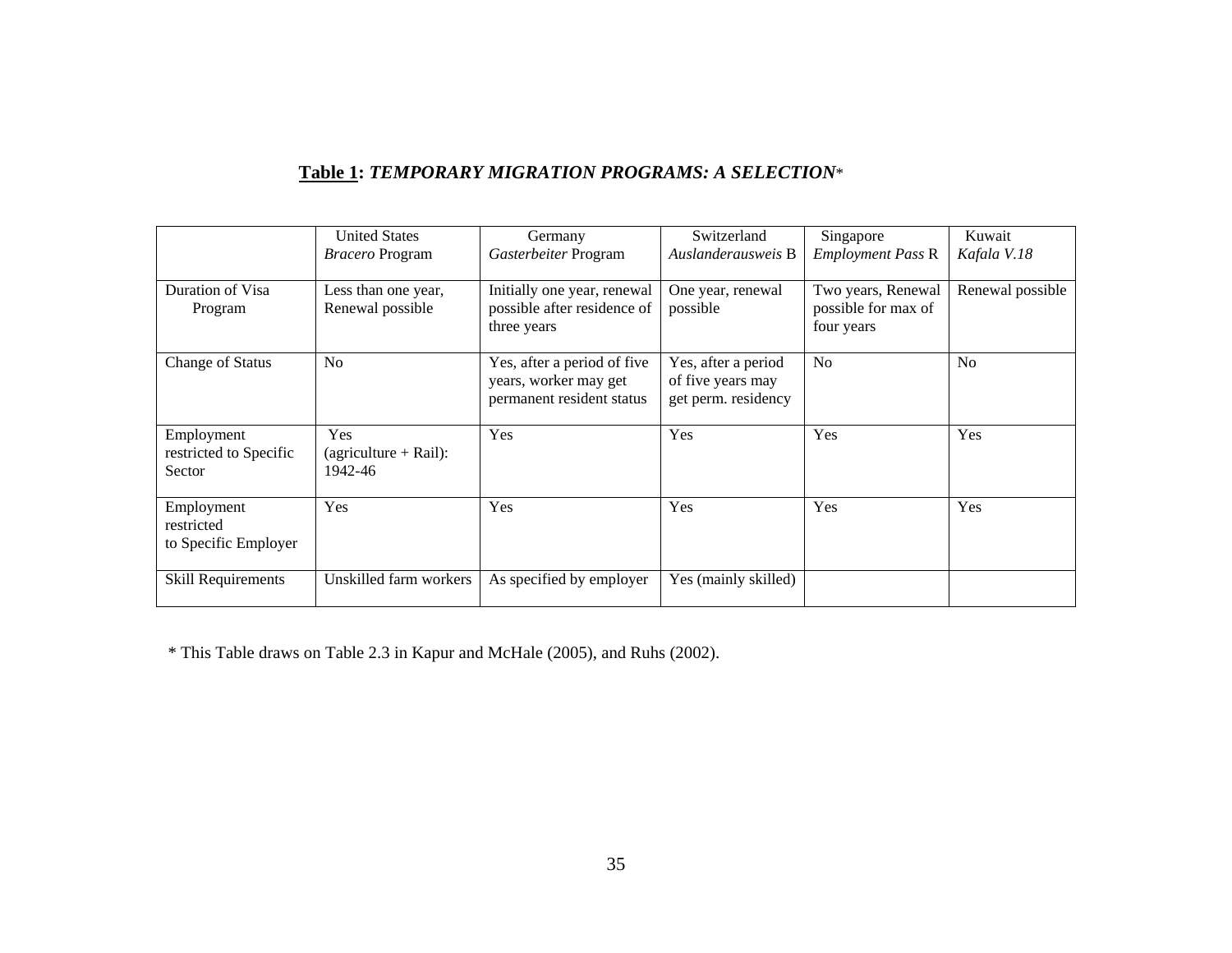**<u>Table 1</u>: *TEMPORARY MIGRATION PROGRAMS: A SELECTION*** *

| | United States *Bracero* Program | Germany *Gasterbeiter* Program | Switzerland *Auslanderausweis* B | Singapore *Employment Pass* R | Kuwait *Kafala V.18* |
|---|---|---|---|---|---|
| Duration of Visa Program | Less than one year, Renewal possible | Initially one year, renewal possible after residence of three years | One year, renewal possible | Two years, Renewal possible for max of four years | Renewal possible |
| Change of Status | No | Yes, after a period of five years, worker may get permanent resident status | Yes, after a period of five years may get perm. residency | No | No |
| Employment restricted to Specific Sector | Yes (agriculture + Rail): 1942-46 | Yes | Yes | Yes | Yes |
| Employment restricted to Specific Employer | Yes | Yes | Yes | Yes | Yes |
| Skill Requirements | Unskilled farm workers | As specified by employer | Yes (mainly skilled) | | |

\* This Table draws on Table 2.3 in Kapur and McHale (2005), and Ruhs (2002).